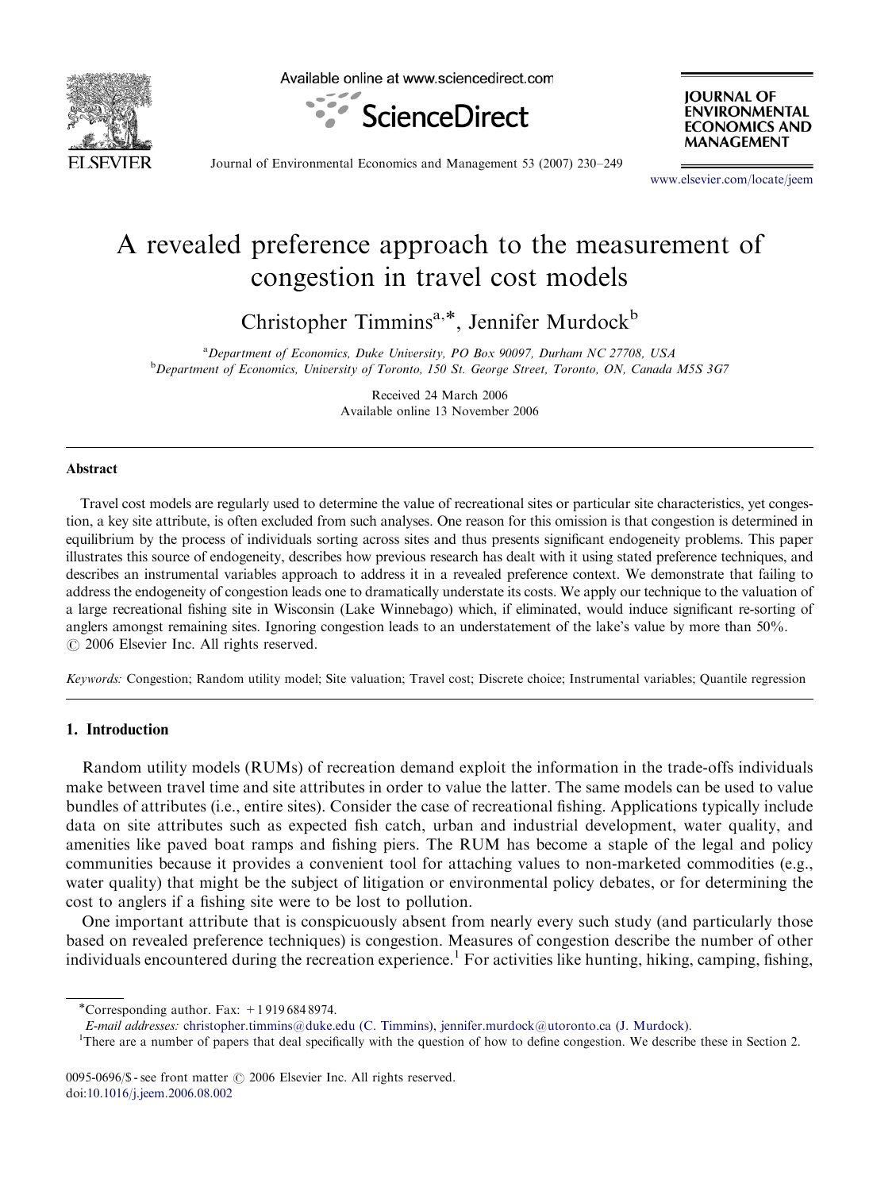# A revealed preference approach to the measurement of congestion in travel cost models

Christopher Timmins[a,*], Jennifer Murdock[b]

[a]Department of Economics, Duke University, PO Box 90097, Durham NC 27708, USA
[b]Department of Economics, University of Toronto, 150 St. George Street, Toronto, ON, Canada M5S 3G7

Received 24 March 2006
Available online 13 November 2006

## Abstract

Travel cost models are regularly used to determine the value of recreational sites or particular site characteristics, yet congestion, a key site attribute, is often excluded from such analyses. One reason for this omission is that congestion is determined in equilibrium by the process of individuals sorting across sites and thus presents significant endogeneity problems. This paper illustrates this source of endogeneity, describes how previous research has dealt with it using stated preference techniques, and describes an instrumental variables approach to address it in a revealed preference context. We demonstrate that failing to address the endogeneity of congestion leads one to dramatically understate its costs. We apply our technique to the valuation of a large recreational fishing site in Wisconsin (Lake Winnebago) which, if eliminated, would induce significant re-sorting of anglers amongst remaining sites. Ignoring congestion leads to an understatement of the lake's value by more than 50%.
© 2006 Elsevier Inc. All rights reserved.

*Keywords:* Congestion; Random utility model; Site valuation; Travel cost; Discrete choice; Instrumental variables; Quantile regression

## 1. Introduction

Random utility models (RUMs) of recreation demand exploit the information in the trade-offs individuals make between travel time and site attributes in order to value the latter. The same models can be used to value bundles of attributes (i.e., entire sites). Consider the case of recreational fishing. Applications typically include data on site attributes such as expected fish catch, urban and industrial development, water quality, and amenities like paved boat ramps and fishing piers. The RUM has become a staple of the legal and policy communities because it provides a convenient tool for attaching values to non-marketed commodities (e.g., water quality) that might be the subject of litigation or environmental policy debates, or for determining the cost to anglers if a fishing site were to be lost to pollution.

One important attribute that is conspicuously absent from nearly every such study (and particularly those based on revealed preference techniques) is congestion. Measures of congestion describe the number of other individuals encountered during the recreation experience.[1] For activities like hunting, hiking, camping, fishing,

*Corresponding author. Fax: +1 919 684 8974.
*E-mail addresses:* christopher.timmins@duke.edu (C. Timmins), jennifer.murdock@utoronto.ca (J. Murdock).

[1]There are a number of papers that deal specifically with the question of how to define congestion. We describe these in Section 2.

0095-0696/$ - see front matter © 2006 Elsevier Inc. All rights reserved.
doi:10.1016/j.jeem.2006.08.002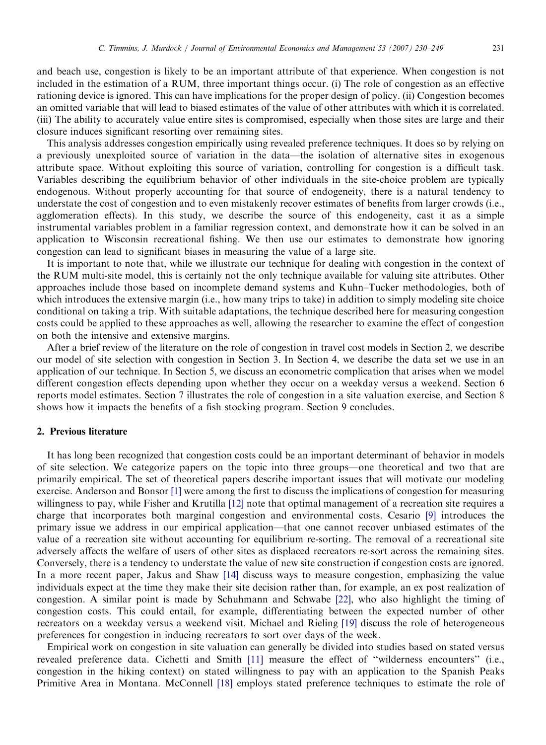and beach use, congestion is likely to be an important attribute of that experience. When congestion is not included in the estimation of a RUM, three important things occur. (i) The role of congestion as an effective rationing device is ignored. This can have implications for the proper design of policy. (ii) Congestion becomes an omitted variable that will lead to biased estimates of the value of other attributes with which it is correlated. (iii) The ability to accurately value entire sites is compromised, especially when those sites are large and their closure induces significant resorting over remaining sites.

This analysis addresses congestion empirically using revealed preference techniques. It does so by relying on a previously unexploited source of variation in the data—the isolation of alternative sites in exogenous attribute space. Without exploiting this source of variation, controlling for congestion is a difficult task. Variables describing the equilibrium behavior of other individuals in the site-choice problem are typically endogenous. Without properly accounting for that source of endogeneity, there is a natural tendency to understate the cost of congestion and to even mistakenly recover estimates of benefits from larger crowds (i.e., agglomeration effects). In this study, we describe the source of this endogeneity, cast it as a simple instrumental variables problem in a familiar regression context, and demonstrate how it can be solved in an application to Wisconsin recreational fishing. We then use our estimates to demonstrate how ignoring congestion can lead to significant biases in measuring the value of a large site.

It is important to note that, while we illustrate our technique for dealing with congestion in the context of the RUM multi-site model, this is certainly not the only technique available for valuing site attributes. Other approaches include those based on incomplete demand systems and Kuhn–Tucker methodologies, both of which introduces the extensive margin (i.e., how many trips to take) in addition to simply modeling site choice conditional on taking a trip. With suitable adaptations, the technique described here for measuring congestion costs could be applied to these approaches as well, allowing the researcher to examine the effect of congestion on both the intensive and extensive margins.

After a brief review of the literature on the role of congestion in travel cost models in Section 2, we describe our model of site selection with congestion in Section 3. In Section 4, we describe the data set we use in an application of our technique. In Section 5, we discuss an econometric complication that arises when we model different congestion effects depending upon whether they occur on a weekday versus a weekend. Section 6 reports model estimates. Section 7 illustrates the role of congestion in a site valuation exercise, and Section 8 shows how it impacts the benefits of a fish stocking program. Section 9 concludes.

## 2. Previous literature

It has long been recognized that congestion costs could be an important determinant of behavior in models of site selection. We categorize papers on the topic into three groups—one theoretical and two that are primarily empirical. The set of theoretical papers describe important issues that will motivate our modeling exercise. Anderson and Bonsor [1] were among the first to discuss the implications of congestion for measuring willingness to pay, while Fisher and Krutilla [12] note that optimal management of a recreation site requires a charge that incorporates both marginal congestion and environmental costs. Cesario [9] introduces the primary issue we address in our empirical application—that one cannot recover unbiased estimates of the value of a recreation site without accounting for equilibrium re-sorting. The removal of a recreational site adversely affects the welfare of users of other sites as displaced recreators re-sort across the remaining sites. Conversely, there is a tendency to understate the value of new site construction if congestion costs are ignored. In a more recent paper, Jakus and Shaw [14] discuss ways to measure congestion, emphasizing the value individuals expect at the time they make their site decision rather than, for example, an ex post realization of congestion. A similar point is made by Schuhmann and Schwabe [22], who also highlight the timing of congestion costs. This could entail, for example, differentiating between the expected number of other recreators on a weekday versus a weekend visit. Michael and Rieling [19] discuss the role of heterogeneous preferences for congestion in inducing recreators to sort over days of the week.

Empirical work on congestion in site valuation can generally be divided into studies based on stated versus revealed preference data. Cichetti and Smith [11] measure the effect of "wilderness encounters" (i.e., congestion in the hiking context) on stated willingness to pay with an application to the Spanish Peaks Primitive Area in Montana. McConnell [18] employs stated preference techniques to estimate the role of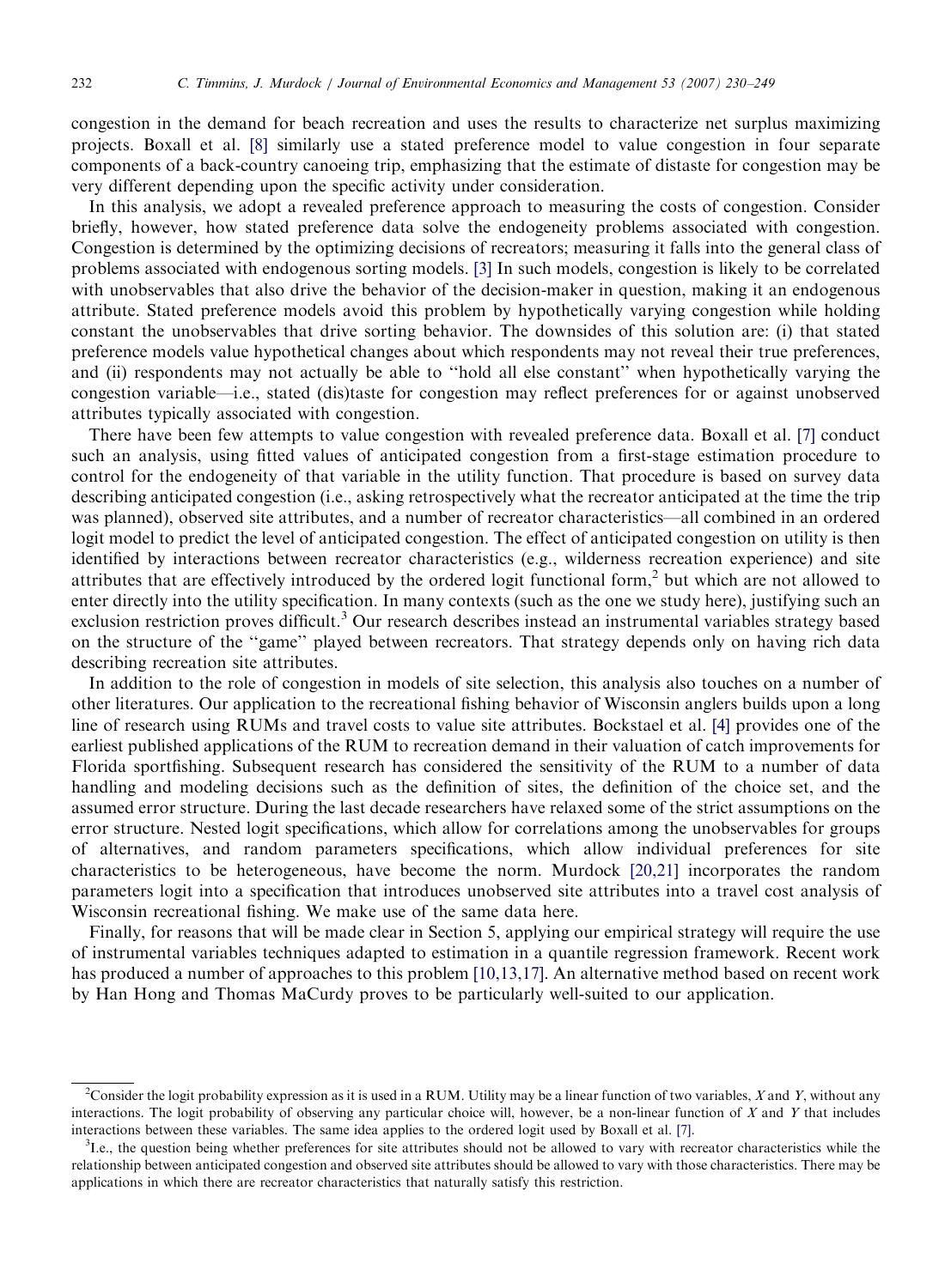congestion in the demand for beach recreation and uses the results to characterize net surplus maximizing projects. Boxall et al. [8] similarly use a stated preference model to value congestion in four separate components of a back-country canoeing trip, emphasizing that the estimate of distaste for congestion may be very different depending upon the specific activity under consideration.

In this analysis, we adopt a revealed preference approach to measuring the costs of congestion. Consider briefly, however, how stated preference data solve the endogeneity problems associated with congestion. Congestion is determined by the optimizing decisions of recreators; measuring it falls into the general class of problems associated with endogenous sorting models. [3] In such models, congestion is likely to be correlated with unobservables that also drive the behavior of the decision-maker in question, making it an endogenous attribute. Stated preference models avoid this problem by hypothetically varying congestion while holding constant the unobservables that drive sorting behavior. The downsides of this solution are: (i) that stated preference models value hypothetical changes about which respondents may not reveal their true preferences, and (ii) respondents may not actually be able to "hold all else constant" when hypothetically varying the congestion variable—i.e., stated (dis)taste for congestion may reflect preferences for or against unobserved attributes typically associated with congestion.

There have been few attempts to value congestion with revealed preference data. Boxall et al. [7] conduct such an analysis, using fitted values of anticipated congestion from a first-stage estimation procedure to control for the endogeneity of that variable in the utility function. That procedure is based on survey data describing anticipated congestion (i.e., asking retrospectively what the recreator anticipated at the time the trip was planned), observed site attributes, and a number of recreator characteristics—all combined in an ordered logit model to predict the level of anticipated congestion. The effect of anticipated congestion on utility is then identified by interactions between recreator characteristics (e.g., wilderness recreation experience) and site attributes that are effectively introduced by the ordered logit functional form,[2] but which are not allowed to enter directly into the utility specification. In many contexts (such as the one we study here), justifying such an exclusion restriction proves difficult.[3] Our research describes instead an instrumental variables strategy based on the structure of the "game" played between recreators. That strategy depends only on having rich data describing recreation site attributes.

In addition to the role of congestion in models of site selection, this analysis also touches on a number of other literatures. Our application to the recreational fishing behavior of Wisconsin anglers builds upon a long line of research using RUMs and travel costs to value site attributes. Bockstael et al. [4] provides one of the earliest published applications of the RUM to recreation demand in their valuation of catch improvements for Florida sportfishing. Subsequent research has considered the sensitivity of the RUM to a number of data handling and modeling decisions such as the definition of sites, the definition of the choice set, and the assumed error structure. During the last decade researchers have relaxed some of the strict assumptions on the error structure. Nested logit specifications, which allow for correlations among the unobservables for groups of alternatives, and random parameters specifications, which allow individual preferences for site characteristics to be heterogeneous, have become the norm. Murdock [20,21] incorporates the random parameters logit into a specification that introduces unobserved site attributes into a travel cost analysis of Wisconsin recreational fishing. We make use of the same data here.

Finally, for reasons that will be made clear in Section 5, applying our empirical strategy will require the use of instrumental variables techniques adapted to estimation in a quantile regression framework. Recent work has produced a number of approaches to this problem [10,13,17]. An alternative method based on recent work by Han Hong and Thomas MaCurdy proves to be particularly well-suited to our application.

---

[2] Consider the logit probability expression as it is used in a RUM. Utility may be a linear function of two variables, $X$ and $Y$, without any interactions. The logit probability of observing any particular choice will, however, be a non-linear function of $X$ and $Y$ that includes interactions between these variables. The same idea applies to the ordered logit used by Boxall et al. [7].

[3] I.e., the question being whether preferences for site attributes should not be allowed to vary with recreator characteristics while the relationship between anticipated congestion and observed site attributes should be allowed to vary with those characteristics. There may be applications in which there are recreator characteristics that naturally satisfy this restriction.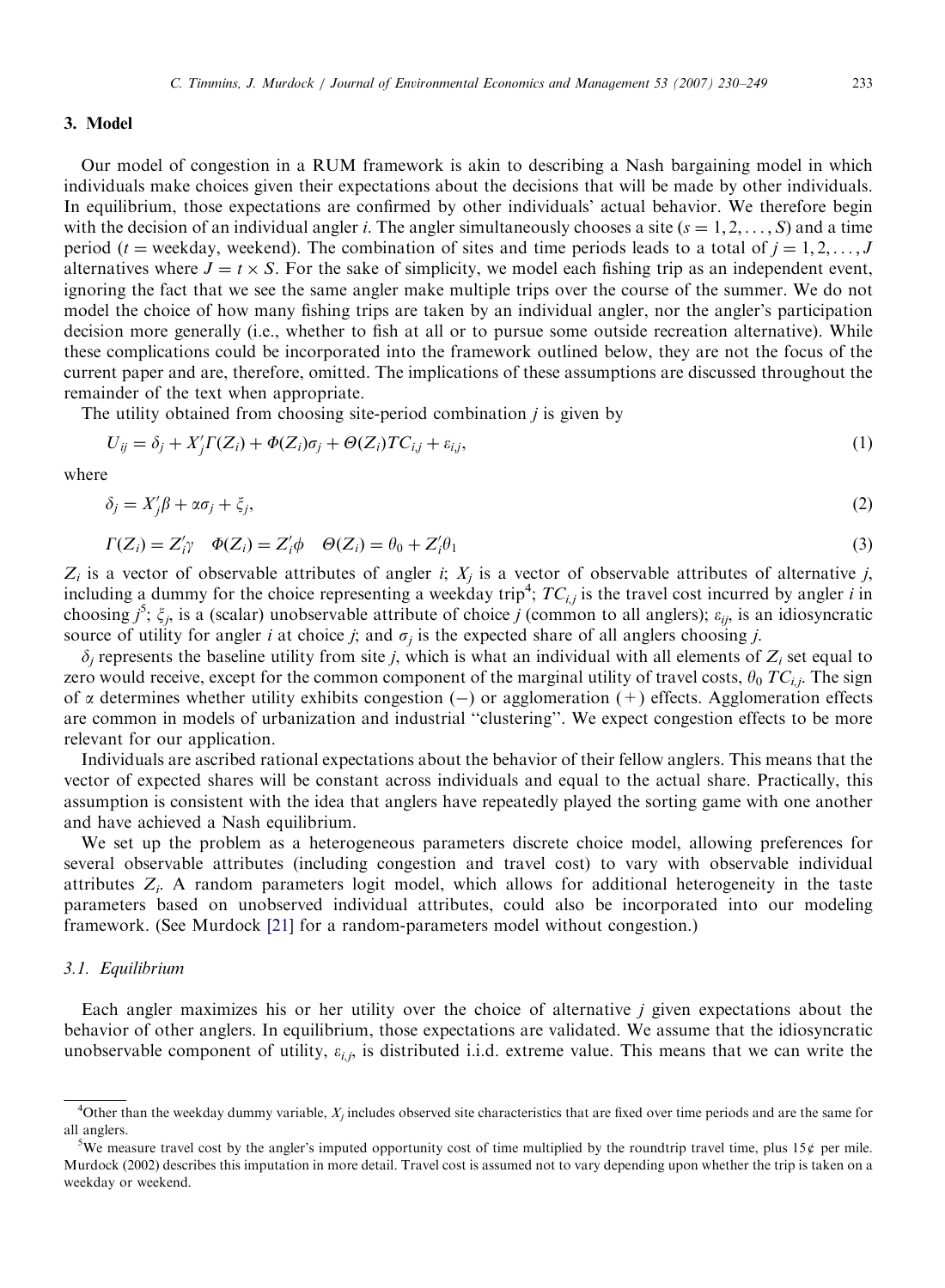## 3. Model

Our model of congestion in a RUM framework is akin to describing a Nash bargaining model in which individuals make choices given their expectations about the decisions that will be made by other individuals. In equilibrium, those expectations are confirmed by other individuals' actual behavior. We therefore begin with the decision of an individual angler $i$. The angler simultaneously chooses a site ($s = 1, 2, \ldots, S$) and a time period ($t$ = weekday, weekend). The combination of sites and time periods leads to a total of $j = 1, 2, \ldots, J$ alternatives where $J = t \times S$. For the sake of simplicity, we model each fishing trip as an independent event, ignoring the fact that we see the same angler make multiple trips over the course of the summer. We do not model the choice of how many fishing trips are taken by an individual angler, nor the angler's participation decision more generally (i.e., whether to fish at all or to pursue some outside recreation alternative). While these complications could be incorporated into the framework outlined below, they are not the focus of the current paper and are, therefore, omitted. The implications of these assumptions are discussed throughout the remainder of the text when appropriate.

The utility obtained from choosing site-period combination $j$ is given by

$$U_{ij} = \delta_j + X_j'\Gamma(Z_i) + \Phi(Z_i)\sigma_j + \Theta(Z_i)TC_{i,j} + \varepsilon_{i,j}, \tag{1}$$

where

$$\delta_j = X_j'\beta + \alpha\sigma_j + \xi_j, \tag{2}$$

$$\Gamma(Z_i) = Z_i'\gamma \quad \Phi(Z_i) = Z_i'\phi \quad \Theta(Z_i) = \theta_0 + Z_i'\theta_1 \tag{3}$$

$Z_i$ is a vector of observable attributes of angler $i$; $X_j$ is a vector of observable attributes of alternative $j$, including a dummy for the choice representing a weekday trip[4]; $TC_{i,j}$ is the travel cost incurred by angler $i$ in choosing $j$[5]; $\xi_j$, is a (scalar) unobservable attribute of choice $j$ (common to all anglers); $\varepsilon_{ij}$, is an idiosyncratic source of utility for angler $i$ at choice $j$; and $\sigma_j$ is the expected share of all anglers choosing $j$.

$\delta_j$ represents the baseline utility from site $j$, which is what an individual with all elements of $Z_i$ set equal to zero would receive, except for the common component of the marginal utility of travel costs, $\theta_0\, TC_{i,j}$. The sign of $\alpha$ determines whether utility exhibits congestion ($-$) or agglomeration ($+$) effects. Agglomeration effects are common in models of urbanization and industrial "clustering". We expect congestion effects to be more relevant for our application.

Individuals are ascribed rational expectations about the behavior of their fellow anglers. This means that the vector of expected shares will be constant across individuals and equal to the actual share. Practically, this assumption is consistent with the idea that anglers have repeatedly played the sorting game with one another and have achieved a Nash equilibrium.

We set up the problem as a heterogeneous parameters discrete choice model, allowing preferences for several observable attributes (including congestion and travel cost) to vary with observable individual attributes $Z_i$. A random parameters logit model, which allows for additional heterogeneity in the taste parameters based on unobserved individual attributes, could also be incorporated into our modeling framework. (See Murdock [21] for a random-parameters model without congestion.)

### 3.1. Equilibrium

Each angler maximizes his or her utility over the choice of alternative $j$ given expectations about the behavior of other anglers. In equilibrium, those expectations are validated. We assume that the idiosyncratic unobservable component of utility, $\varepsilon_{i,j}$, is distributed i.i.d. extreme value. This means that we can write the

---

[4] Other than the weekday dummy variable, $X_j$ includes observed site characteristics that are fixed over time periods and are the same for all anglers.

[5] We measure travel cost by the angler's imputed opportunity cost of time multiplied by the roundtrip travel time, plus 15¢ per mile. Murdock (2002) describes this imputation in more detail. Travel cost is assumed not to vary depending upon whether the trip is taken on a weekday or weekend.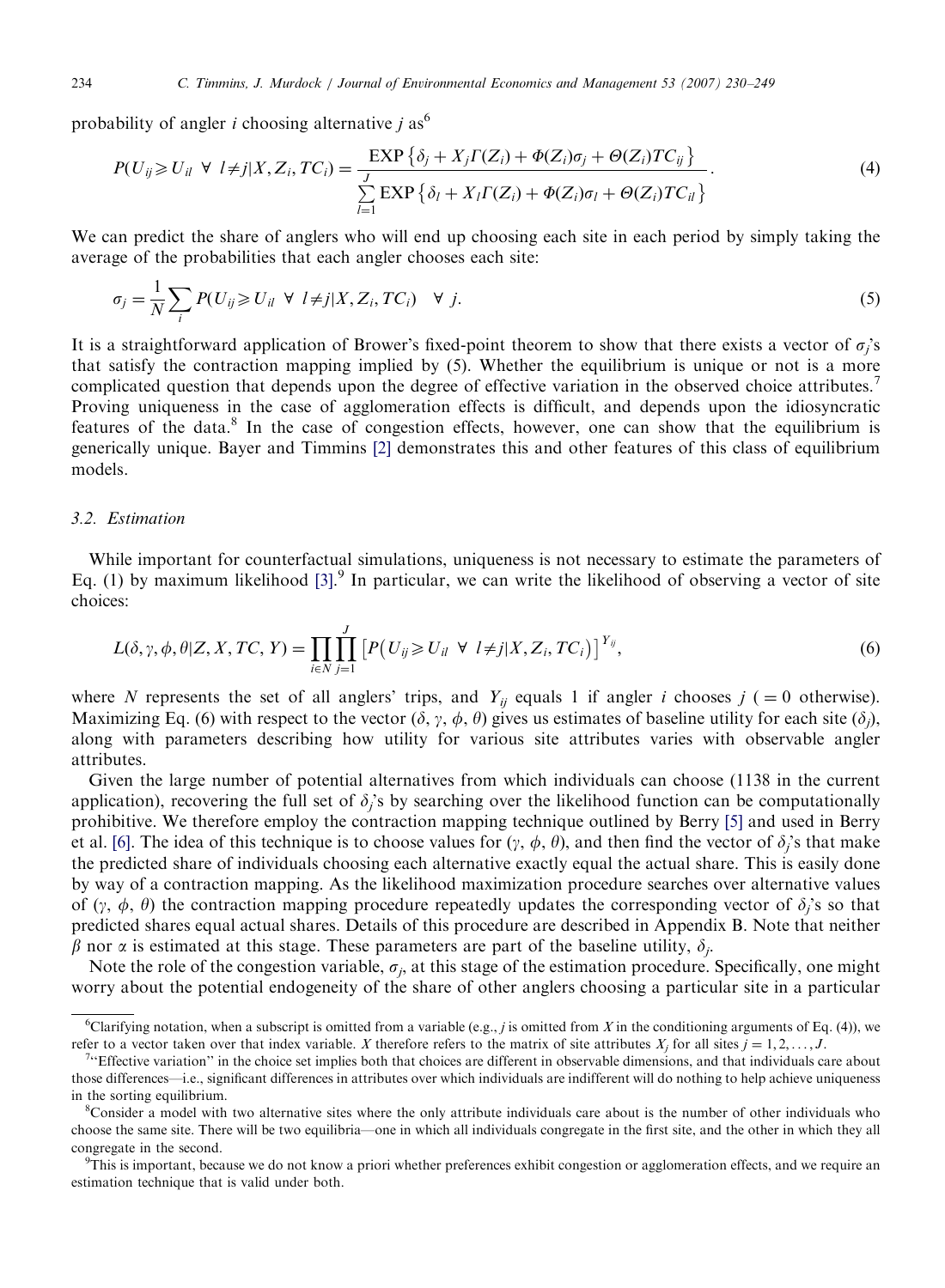probability of angler $i$ choosing alternative $j$ as[6]

$$P(U_{ij} \geqslant U_{il} \;\; \forall \;\; l \neq j | X, Z_i, TC_i) = \frac{\text{EXP}\left\{\delta_j + X_j \Gamma(Z_i) + \Phi(Z_i)\sigma_j + \Theta(Z_i) TC_{ij}\right\}}{\sum_{l=1}^{J} \text{EXP}\left\{\delta_l + X_l \Gamma(Z_i) + \Phi(Z_i)\sigma_l + \Theta(Z_i) TC_{il}\right\}}. \tag{4}$$

We can predict the share of anglers who will end up choosing each site in each period by simply taking the average of the probabilities that each angler chooses each site:

$$\sigma_j = \frac{1}{N} \sum_i P(U_{ij} \geqslant U_{il} \;\; \forall \;\; l \neq j | X, Z_i, TC_i) \quad \forall \; j. \tag{5}$$

It is a straightforward application of Brower's fixed-point theorem to show that there exists a vector of $\sigma_j$'s that satisfy the contraction mapping implied by (5). Whether the equilibrium is unique or not is a more complicated question that depends upon the degree of effective variation in the observed choice attributes.[7] Proving uniqueness in the case of agglomeration effects is difficult, and depends upon the idiosyncratic features of the data.[8] In the case of congestion effects, however, one can show that the equilibrium is generically unique. Bayer and Timmins [2] demonstrates this and other features of this class of equilibrium models.

### 3.2. Estimation

While important for counterfactual simulations, uniqueness is not necessary to estimate the parameters of Eq. (1) by maximum likelihood [3].[9] In particular, we can write the likelihood of observing a vector of site choices:

$$L(\delta, \gamma, \phi, \theta | Z, X, TC, Y) = \prod_{i \in N} \prod_{j=1}^{J} \left[P\left(U_{ij} \geqslant U_{il} \;\; \forall \;\; l \neq j | X, Z_i, TC_i\right)\right]^{Y_{ij}}, \tag{6}$$

where $N$ represents the set of all anglers' trips, and $Y_{ij}$ equals 1 if angler $i$ chooses $j$ ( = 0 otherwise). Maximizing Eq. (6) with respect to the vector ($\delta$, $\gamma$, $\phi$, $\theta$) gives us estimates of baseline utility for each site ($\delta_j$), along with parameters describing how utility for various site attributes varies with observable angler attributes.

Given the large number of potential alternatives from which individuals can choose (1138 in the current application), recovering the full set of $\delta_j$'s by searching over the likelihood function can be computationally prohibitive. We therefore employ the contraction mapping technique outlined by Berry [5] and used in Berry et al. [6]. The idea of this technique is to choose values for ($\gamma$, $\phi$, $\theta$), and then find the vector of $\delta_j$'s that make the predicted share of individuals choosing each alternative exactly equal the actual share. This is easily done by way of a contraction mapping. As the likelihood maximization procedure searches over alternative values of ($\gamma$, $\phi$, $\theta$) the contraction mapping procedure repeatedly updates the corresponding vector of $\delta_j$'s so that predicted shares equal actual shares. Details of this procedure are described in Appendix B. Note that neither $\beta$ nor $\alpha$ is estimated at this stage. These parameters are part of the baseline utility, $\delta_j$.

Note the role of the congestion variable, $\sigma_j$, at this stage of the estimation procedure. Specifically, one might worry about the potential endogeneity of the share of other anglers choosing a particular site in a particular

---

[6] Clarifying notation, when a subscript is omitted from a variable (e.g., $j$ is omitted from $X$ in the conditioning arguments of Eq. (4)), we refer to a vector taken over that index variable. $X$ therefore refers to the matrix of site attributes $X_j$ for all sites $j = 1, 2, \ldots, J$.

[7] "Effective variation" in the choice set implies both that choices are different in observable dimensions, and that individuals care about those differences—i.e., significant differences in attributes over which individuals are indifferent will do nothing to help achieve uniqueness in the sorting equilibrium.

[8] Consider a model with two alternative sites where the only attribute individuals care about is the number of other individuals who choose the same site. There will be two equilibria—one in which all individuals congregate in the first site, and the other in which they all congregate in the second.

[9] This is important, because we do not know a priori whether preferences exhibit congestion or agglomeration effects, and we require an estimation technique that is valid under both.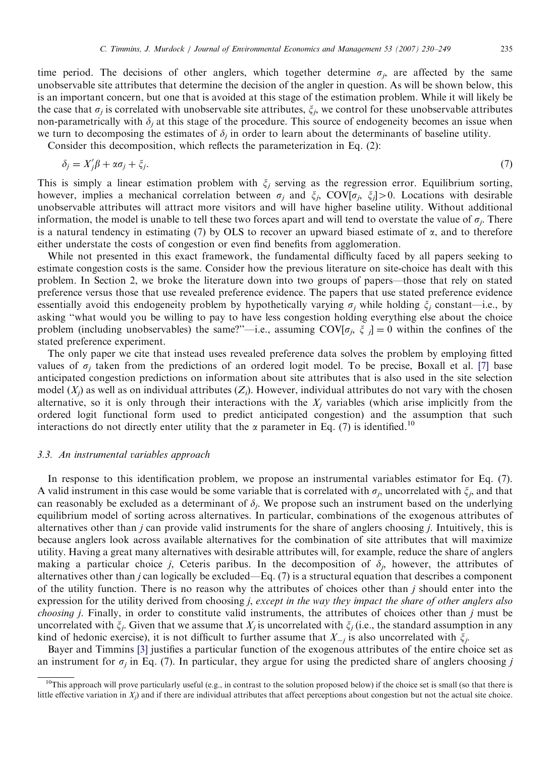time period. The decisions of other anglers, which together determine $\sigma_j$, are affected by the same unobservable site attributes that determine the decision of the angler in question. As will be shown below, this is an important concern, but one that is avoided at this stage of the estimation problem. While it will likely be the case that $\sigma_j$ is correlated with unobservable site attributes, $\xi_j$, we control for these unobservable attributes non-parametrically with $\delta_j$ at this stage of the procedure. This source of endogeneity becomes an issue when we turn to decomposing the estimates of $\delta_j$ in order to learn about the determinants of baseline utility.

Consider this decomposition, which reflects the parameterization in Eq. (2):

$$\delta_j = X_j'\beta + \alpha\sigma_j + \xi_j. \tag{7}$$

This is simply a linear estimation problem with $\xi_j$ serving as the regression error. Equilibrium sorting, however, implies a mechanical correlation between $\sigma_j$ and $\xi_j$, $\mathrm{COV}[\sigma_j, \xi_j] > 0$. Locations with desirable unobservable attributes will attract more visitors and will have higher baseline utility. Without additional information, the model is unable to tell these two forces apart and will tend to overstate the value of $\sigma_j$. There is a natural tendency in estimating (7) by OLS to recover an upward biased estimate of $\alpha$, and to therefore either understate the costs of congestion or even find benefits from agglomeration.

While not presented in this exact framework, the fundamental difficulty faced by all papers seeking to estimate congestion costs is the same. Consider how the previous literature on site-choice has dealt with this problem. In Section 2, we broke the literature down into two groups of papers—those that rely on stated preference versus those that use revealed preference evidence. The papers that use stated preference evidence essentially avoid this endogeneity problem by hypothetically varying $\sigma_j$ while holding $\xi_j$ constant—i.e., by asking "what would you be willing to pay to have less congestion holding everything else about the choice problem (including unobservables) the same?"—i.e., assuming $\mathrm{COV}[\sigma_j, \xi_j] = 0$ within the confines of the stated preference experiment.

The only paper we cite that instead uses revealed preference data solves the problem by employing fitted values of $\sigma_j$ taken from the predictions of an ordered logit model. To be precise, Boxall et al. [7] base anticipated congestion predictions on information about site attributes that is also used in the site selection model ($X_j$) as well as on individual attributes ($Z_i$). However, individual attributes do not vary with the chosen alternative, so it is only through their interactions with the $X_j$ variables (which arise implicitly from the ordered logit functional form used to predict anticipated congestion) and the assumption that such interactions do not directly enter utility that the $\alpha$ parameter in Eq. (7) is identified.[10]

### 3.3. An instrumental variables approach

In response to this identification problem, we propose an instrumental variables estimator for Eq. (7). A valid instrument in this case would be some variable that is correlated with $\sigma_j$, uncorrelated with $\xi_j$, and that can reasonably be excluded as a determinant of $\delta_j$. We propose such an instrument based on the underlying equilibrium model of sorting across alternatives. In particular, combinations of the exogenous attributes of alternatives other than $j$ can provide valid instruments for the share of anglers choosing $j$. Intuitively, this is because anglers look across available alternatives for the combination of site attributes that will maximize utility. Having a great many alternatives with desirable attributes will, for example, reduce the share of anglers making a particular choice $j$, Ceteris paribus. In the decomposition of $\delta_j$, however, the attributes of alternatives other than $j$ can logically be excluded—Eq. (7) is a structural equation that describes a component of the utility function. There is no reason why the attributes of choices other than $j$ should enter into the expression for the utility derived from choosing $j$, *except in the way they impact the share of other anglers also choosing j*. Finally, in order to constitute valid instruments, the attributes of choices other than $j$ must be uncorrelated with $\xi_j$. Given that we assume that $X_j$ is uncorrelated with $\xi_j$ (i.e., the standard assumption in any kind of hedonic exercise), it is not difficult to further assume that $X_{-j}$ is also uncorrelated with $\xi_j$.

Bayer and Timmins [3] justifies a particular function of the exogenous attributes of the entire choice set as an instrument for $\sigma_j$ in Eq. (7). In particular, they argue for using the predicted share of anglers choosing $j$

[10] This approach will prove particularly useful (e.g., in contrast to the solution proposed below) if the choice set is small (so that there is little effective variation in $X_j$) and if there are individual attributes that affect perceptions about congestion but not the actual site choice.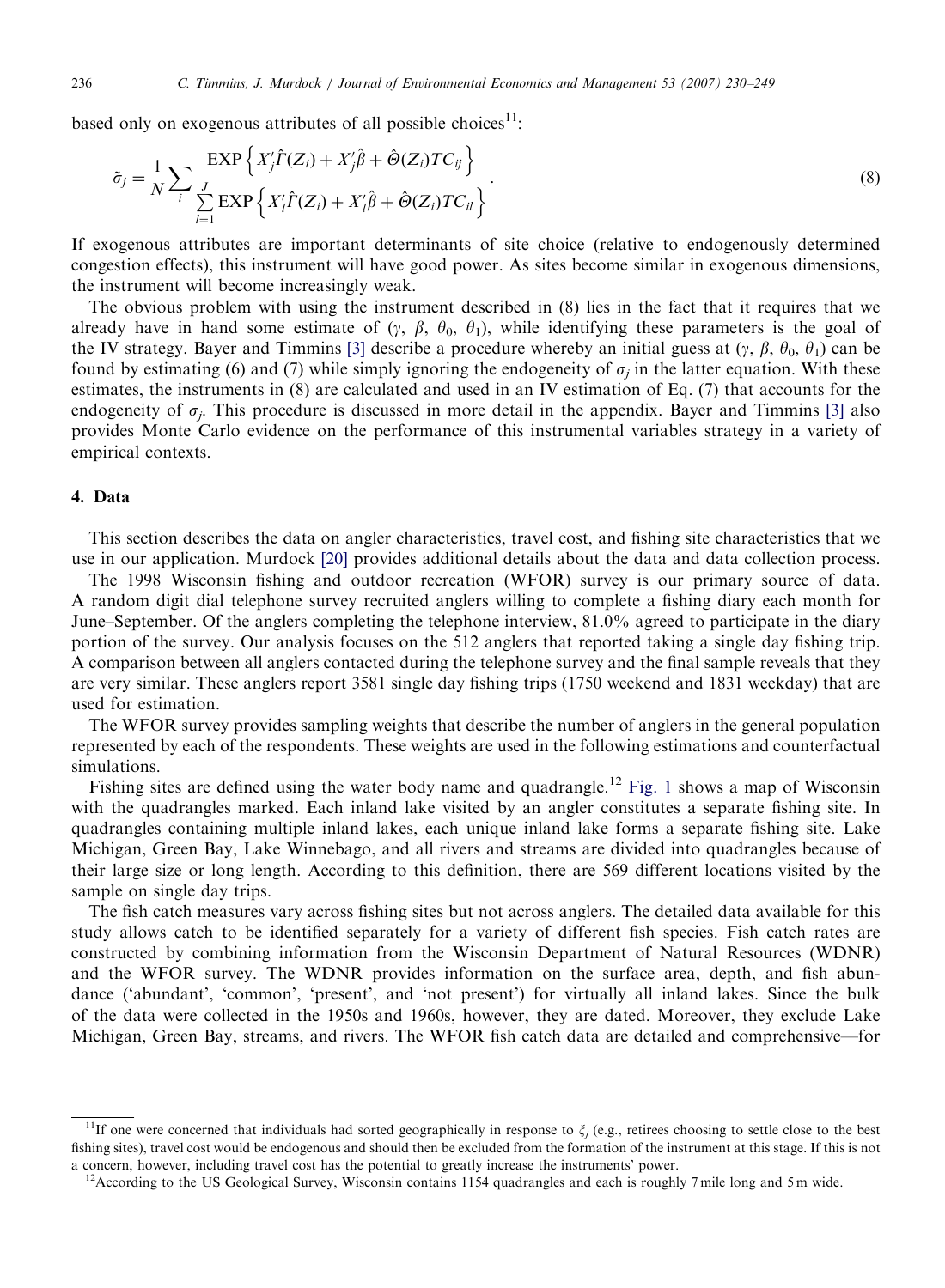based only on exogenous attributes of all possible choices[11]:

$$\tilde{\sigma}_j = \frac{1}{N}\sum_i \frac{\text{EXP}\left\{X_j'\hat{\Gamma}(Z_i) + X_j'\hat{\beta} + \hat{\Theta}(Z_i)TC_{ij}\right\}}{\sum_{l=1}^{J}\text{EXP}\left\{X_l'\hat{\Gamma}(Z_i) + X_l'\hat{\beta} + \hat{\Theta}(Z_i)TC_{il}\right\}}. \tag{8}$$

If exogenous attributes are important determinants of site choice (relative to endogenously determined congestion effects), this instrument will have good power. As sites become similar in exogenous dimensions, the instrument will become increasingly weak.

The obvious problem with using the instrument described in (8) lies in the fact that it requires that we already have in hand some estimate of ($\gamma$, $\beta$, $\theta_0$, $\theta_1$), while identifying these parameters is the goal of the IV strategy. Bayer and Timmins [3] describe a procedure whereby an initial guess at ($\gamma$, $\beta$, $\theta_0$, $\theta_1$) can be found by estimating (6) and (7) while simply ignoring the endogeneity of $\sigma_j$ in the latter equation. With these estimates, the instruments in (8) are calculated and used in an IV estimation of Eq. (7) that accounts for the endogeneity of $\sigma_j$. This procedure is discussed in more detail in the appendix. Bayer and Timmins [3] also provides Monte Carlo evidence on the performance of this instrumental variables strategy in a variety of empirical contexts.

## 4. Data

This section describes the data on angler characteristics, travel cost, and fishing site characteristics that we use in our application. Murdock [20] provides additional details about the data and data collection process.

The 1998 Wisconsin fishing and outdoor recreation (WFOR) survey is our primary source of data. A random digit dial telephone survey recruited anglers willing to complete a fishing diary each month for June–September. Of the anglers completing the telephone interview, 81.0% agreed to participate in the diary portion of the survey. Our analysis focuses on the 512 anglers that reported taking a single day fishing trip. A comparison between all anglers contacted during the telephone survey and the final sample reveals that they are very similar. These anglers report 3581 single day fishing trips (1750 weekend and 1831 weekday) that are used for estimation.

The WFOR survey provides sampling weights that describe the number of anglers in the general population represented by each of the respondents. These weights are used in the following estimations and counterfactual simulations.

Fishing sites are defined using the water body name and quadrangle.[12] Fig. 1 shows a map of Wisconsin with the quadrangles marked. Each inland lake visited by an angler constitutes a separate fishing site. In quadrangles containing multiple inland lakes, each unique inland lake forms a separate fishing site. Lake Michigan, Green Bay, Lake Winnebago, and all rivers and streams are divided into quadrangles because of their large size or long length. According to this definition, there are 569 different locations visited by the sample on single day trips.

The fish catch measures vary across fishing sites but not across anglers. The detailed data available for this study allows catch to be identified separately for a variety of different fish species. Fish catch rates are constructed by combining information from the Wisconsin Department of Natural Resources (WDNR) and the WFOR survey. The WDNR provides information on the surface area, depth, and fish abundance ('abundant', 'common', 'present', and 'not present') for virtually all inland lakes. Since the bulk of the data were collected in the 1950s and 1960s, however, they are dated. Moreover, they exclude Lake Michigan, Green Bay, streams, and rivers. The WFOR fish catch data are detailed and comprehensive—for

[11] If one were concerned that individuals had sorted geographically in response to $\xi_j$ (e.g., retirees choosing to settle close to the best fishing sites), travel cost would be endogenous and should then be excluded from the formation of the instrument at this stage. If this is not a concern, however, including travel cost has the potential to greatly increase the instruments' power.

[12] According to the US Geological Survey, Wisconsin contains 1154 quadrangles and each is roughly 7 mile long and 5 m wide.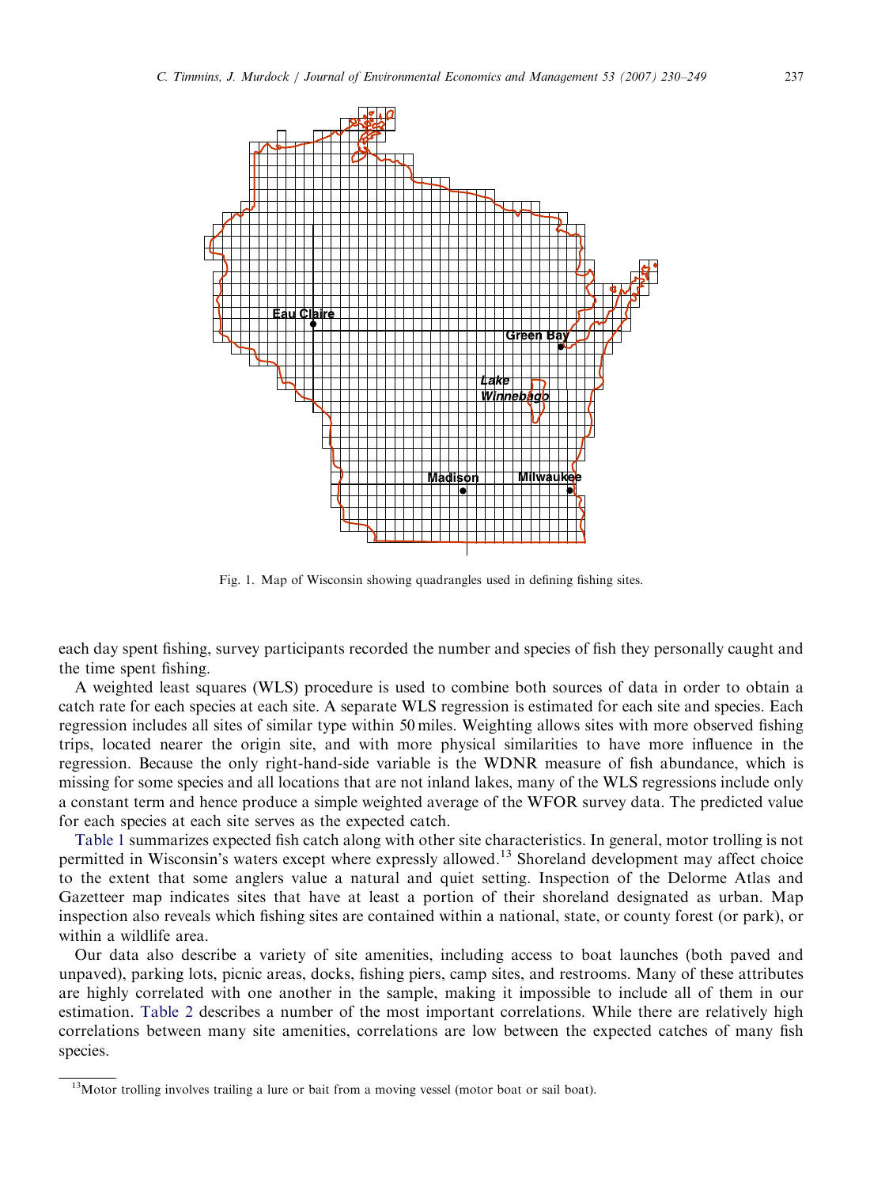Eau Claire

Green Bay

Lake Winnebago

Madison

Milwaukee

Fig. 1. Map of Wisconsin showing quadrangles used in defining fishing sites.

each day spent fishing, survey participants recorded the number and species of fish they personally caught and the time spent fishing.

A weighted least squares (WLS) procedure is used to combine both sources of data in order to obtain a catch rate for each species at each site. A separate WLS regression is estimated for each site and species. Each regression includes all sites of similar type within 50 miles. Weighting allows sites with more observed fishing trips, located nearer the origin site, and with more physical similarities to have more influence in the regression. Because the only right-hand-side variable is the WDNR measure of fish abundance, which is missing for some species and all locations that are not inland lakes, many of the WLS regressions include only a constant term and hence produce a simple weighted average of the WFOR survey data. The predicted value for each species at each site serves as the expected catch.

Table 1 summarizes expected fish catch along with other site characteristics. In general, motor trolling is not permitted in Wisconsin's waters except where expressly allowed.[13] Shoreland development may affect choice to the extent that some anglers value a natural and quiet setting. Inspection of the Delorme Atlas and Gazetteer map indicates sites that have at least a portion of their shoreland designated as urban. Map inspection also reveals which fishing sites are contained within a national, state, or county forest (or park), or within a wildlife area.

Our data also describe a variety of site amenities, including access to boat launches (both paved and unpaved), parking lots, picnic areas, docks, fishing piers, camp sites, and restrooms. Many of these attributes are highly correlated with one another in the sample, making it impossible to include all of them in our estimation. Table 2 describes a number of the most important correlations. While there are relatively high correlations between many site amenities, correlations are low between the expected catches of many fish species.

[13] Motor trolling involves trailing a lure or bait from a moving vessel (motor boat or sail boat).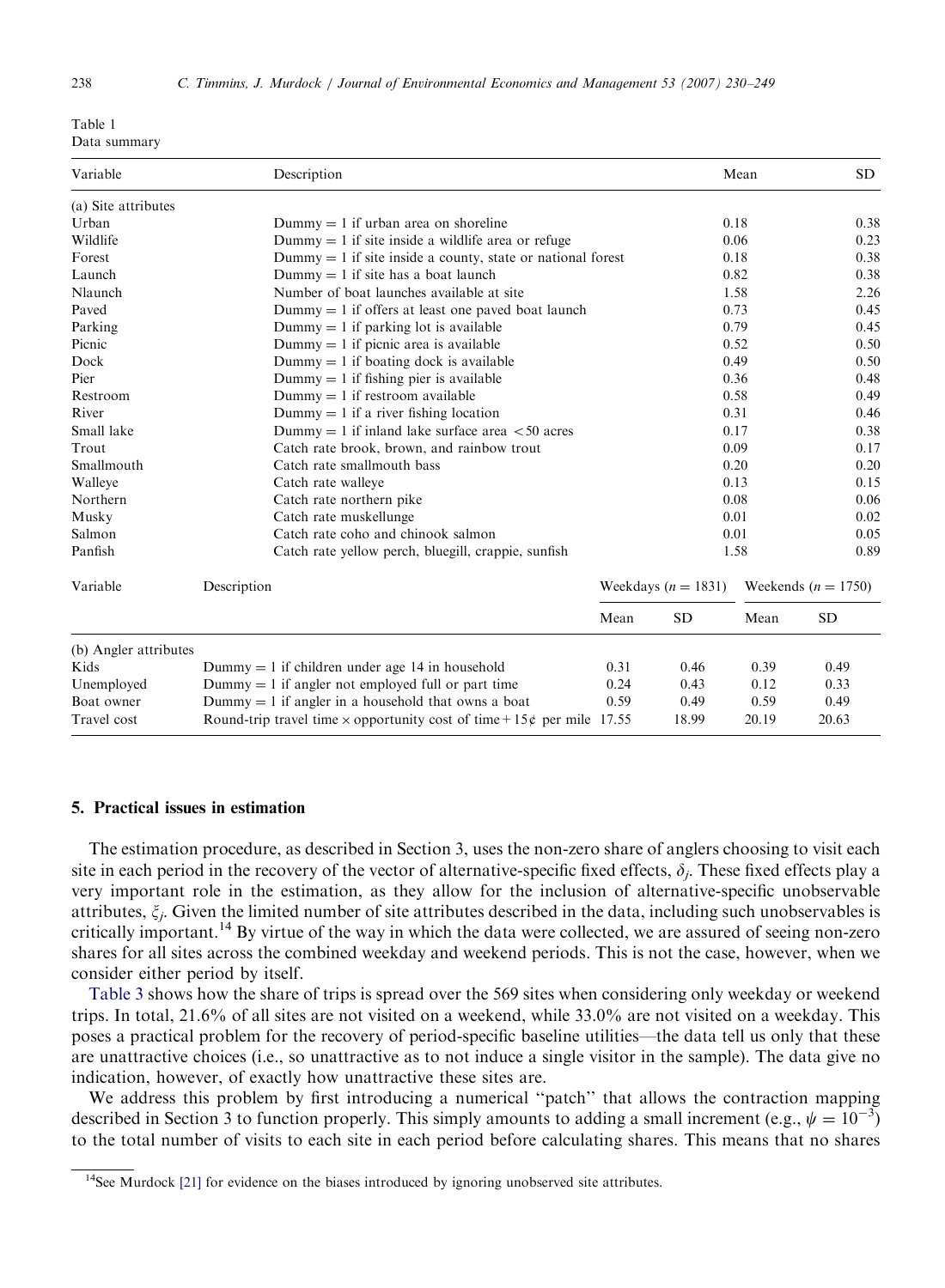Table 1
Data summary

| Variable | Description | Mean | SD |
|---|---|---|---|
| (a) Site attributes | | | |
| Urban | Dummy = 1 if urban area on shoreline | 0.18 | 0.38 |
| Wildlife | Dummy = 1 if site inside a wildlife area or refuge | 0.06 | 0.23 |
| Forest | Dummy = 1 if site inside a county, state or national forest | 0.18 | 0.38 |
| Launch | Dummy = 1 if site has a boat launch | 0.82 | 0.38 |
| Nlaunch | Number of boat launches available at site | 1.58 | 2.26 |
| Paved | Dummy = 1 if offers at least one paved boat launch | 0.73 | 0.45 |
| Parking | Dummy = 1 if parking lot is available | 0.79 | 0.45 |
| Picnic | Dummy = 1 if picnic area is available | 0.52 | 0.50 |
| Dock | Dummy = 1 if boating dock is available | 0.49 | 0.50 |
| Pier | Dummy = 1 if fishing pier is available | 0.36 | 0.48 |
| Restroom | Dummy = 1 if restroom available | 0.58 | 0.49 |
| River | Dummy = 1 if a river fishing location | 0.31 | 0.46 |
| Small lake | Dummy = 1 if inland lake surface area <50 acres | 0.17 | 0.38 |
| Trout | Catch rate brook, brown, and rainbow trout | 0.09 | 0.17 |
| Smallmouth | Catch rate smallmouth bass | 0.20 | 0.20 |
| Walleye | Catch rate walleye | 0.13 | 0.15 |
| Northern | Catch rate northern pike | 0.08 | 0.06 |
| Musky | Catch rate muskellunge | 0.01 | 0.02 |
| Salmon | Catch rate coho and chinook salmon | 0.01 | 0.05 |
| Panfish | Catch rate yellow perch, bluegill, crappie, sunfish | 1.58 | 0.89 |

| Variable | Description | Weekdays ($n = 1831$) | | Weekends ($n = 1750$) | |
|---|---|---|---|---|---|
| | | Mean | SD | Mean | SD |
| (b) Angler attributes | | | | | |
| Kids | Dummy = 1 if children under age 14 in household | 0.31 | 0.46 | 0.39 | 0.49 |
| Unemployed | Dummy = 1 if angler not employed full or part time | 0.24 | 0.43 | 0.12 | 0.33 |
| Boat owner | Dummy = 1 if angler in a household that owns a boat | 0.59 | 0.49 | 0.59 | 0.49 |
| Travel cost | Round-trip travel time × opportunity cost of time + 15¢ per mile | 17.55 | 18.99 | 20.19 | 20.63 |

## 5. Practical issues in estimation

The estimation procedure, as described in Section 3, uses the non-zero share of anglers choosing to visit each site in each period in the recovery of the vector of alternative-specific fixed effects, $\delta_j$. These fixed effects play a very important role in the estimation, as they allow for the inclusion of alternative-specific unobservable attributes, $\xi_j$. Given the limited number of site attributes described in the data, including such unobservables is critically important.[14] By virtue of the way in which the data were collected, we are assured of seeing non-zero shares for all sites across the combined weekday and weekend periods. This is not the case, however, when we consider either period by itself.

Table 3 shows how the share of trips is spread over the 569 sites when considering only weekday or weekend trips. In total, 21.6% of all sites are not visited on a weekend, while 33.0% are not visited on a weekday. This poses a practical problem for the recovery of period-specific baseline utilities—the data tell us only that these are unattractive choices (i.e., so unattractive as to not induce a single visitor in the sample). The data give no indication, however, of exactly how unattractive these sites are.

We address this problem by first introducing a numerical "patch" that allows the contraction mapping described in Section 3 to function properly. This simply amounts to adding a small increment (e.g., $\psi = 10^{-3}$) to the total number of visits to each site in each period before calculating shares. This means that no shares

[14] See Murdock [21] for evidence on the biases introduced by ignoring unobserved site attributes.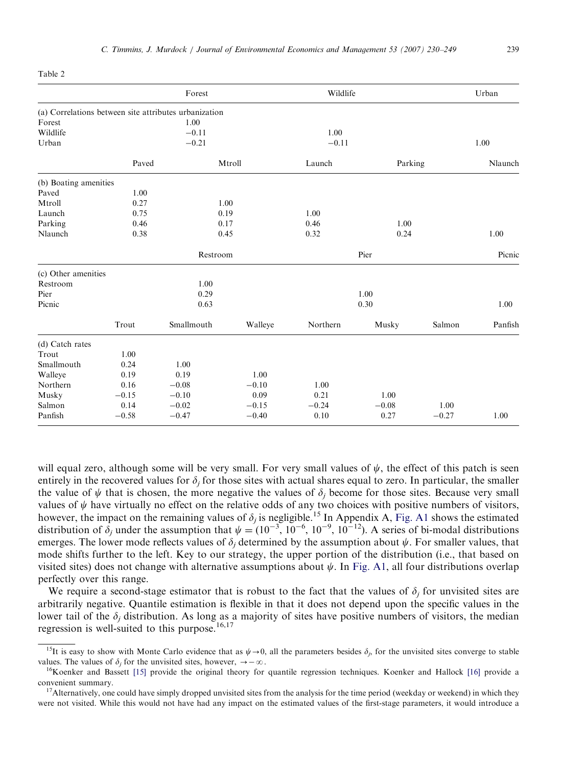Table 2

| | Forest | | Wildlife | | Urban |
|---|---|---|---|---|---|
| (a) Correlations between site attributes urbanization | | | | | |
| Forest | 1.00 | | | | |
| Wildlife | −0.11 | | 1.00 | | |
| Urban | −0.21 | | −0.11 | | 1.00 |

| | Paved | Mtroll | Launch | Parking | Nlaunch |
|---|---|---|---|---|---|
| (b) Boating amenities | | | | | |
| Paved | 1.00 | | | | |
| Mtroll | 0.27 | 1.00 | | | |
| Launch | 0.75 | 0.19 | 1.00 | | |
| Parking | 0.46 | 0.17 | 0.46 | 1.00 | |
| Nlaunch | 0.38 | 0.45 | 0.32 | 0.24 | 1.00 |

| | Restroom | Pier | Picnic |
|---|---|---|---|
| (c) Other amenities | | | |
| Restroom | 1.00 | | |
| Pier | 0.29 | 1.00 | |
| Picnic | 0.63 | 0.30 | 1.00 |

| | Trout | Smallmouth | Walleye | Northern | Musky | Salmon | Panfish |
|---|---|---|---|---|---|---|---|
| (d) Catch rates | | | | | | | |
| Trout | 1.00 | | | | | | |
| Smallmouth | 0.24 | 1.00 | | | | | |
| Walleye | 0.19 | 0.19 | 1.00 | | | | |
| Northern | 0.16 | −0.08 | −0.10 | 1.00 | | | |
| Musky | −0.15 | −0.10 | 0.09 | 0.21 | 1.00 | | |
| Salmon | 0.14 | −0.02 | −0.15 | −0.24 | −0.08 | 1.00 | |
| Panfish | −0.58 | −0.47 | −0.40 | 0.10 | 0.27 | −0.27 | 1.00 |

will equal zero, although some will be very small. For very small values of $\psi$, the effect of this patch is seen entirely in the recovered values for $\delta_j$ for those sites with actual shares equal to zero. In particular, the smaller the value of $\psi$ that is chosen, the more negative the values of $\delta_j$ become for those sites. Because very small values of $\psi$ have virtually no effect on the relative odds of any two choices with positive numbers of visitors, however, the impact on the remaining values of $\delta_j$ is negligible.[15] In Appendix A, Fig. A1 shows the estimated distribution of $\delta_j$ under the assumption that $\psi = (10^{-3}, 10^{-6}, 10^{-9}, 10^{-12})$. A series of bi-modal distributions emerges. The lower mode reflects values of $\delta_j$ determined by the assumption about $\psi$. For smaller values, that mode shifts further to the left. Key to our strategy, the upper portion of the distribution (i.e., that based on visited sites) does not change with alternative assumptions about $\psi$. In Fig. A1, all four distributions overlap perfectly over this range.

We require a second-stage estimator that is robust to the fact that the values of $\delta_j$ for unvisited sites are arbitrarily negative. Quantile estimation is flexible in that it does not depend upon the specific values in the lower tail of the $\delta_j$ distribution. As long as a majority of sites have positive numbers of visitors, the median regression is well-suited to this purpose.[16,17]

[15] It is easy to show with Monte Carlo evidence that as $\psi \to 0$, all the parameters besides $\delta_j$, for the unvisited sites converge to stable values. The values of $\delta_j$ for the unvisited sites, however, $\to -\infty$.

[16] Koenker and Bassett [15] provide the original theory for quantile regression techniques. Koenker and Hallock [16] provide a convenient summary.

[17] Alternatively, one could have simply dropped unvisited sites from the analysis for the time period (weekday or weekend) in which they were not visited. While this would not have had any impact on the estimated values of the first-stage parameters, it would introduce a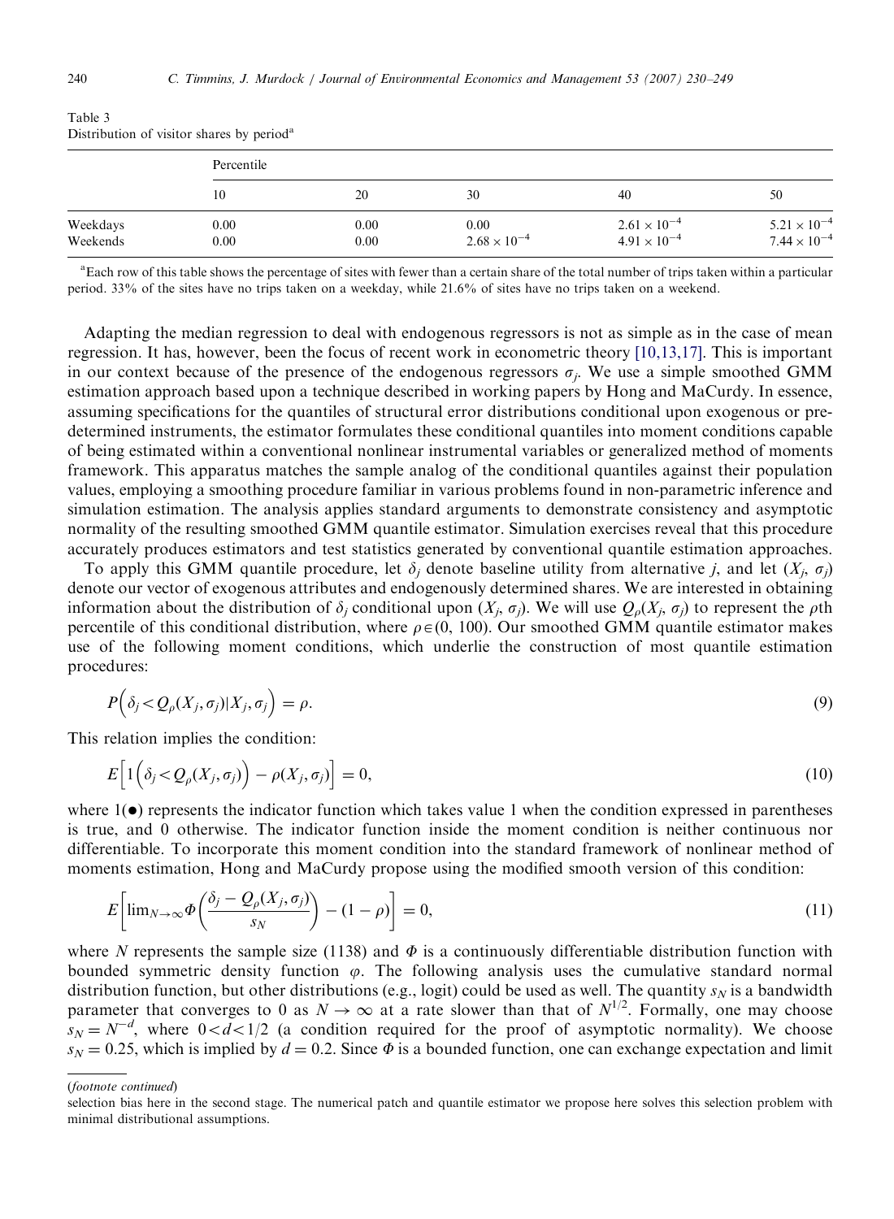Table 3
Distribution of visitor shares by period[a]

| | Percentile | | | | |
|---|---|---|---|---|---|
| | 10 | 20 | 30 | 40 | 50 |
| Weekdays | 0.00 | 0.00 | 0.00 | $2.61 \times 10^{-4}$ | $5.21 \times 10^{-4}$ |
| Weekends | 0.00 | 0.00 | $2.68 \times 10^{-4}$ | $4.91 \times 10^{-4}$ | $7.44 \times 10^{-4}$ |

[a]Each row of this table shows the percentage of sites with fewer than a certain share of the total number of trips taken within a particular period. 33% of the sites have no trips taken on a weekday, while 21.6% of sites have no trips taken on a weekend.

Adapting the median regression to deal with endogenous regressors is not as simple as in the case of mean regression. It has, however, been the focus of recent work in econometric theory [10,13,17]. This is important in our context because of the presence of the endogenous regressors $\sigma_j$. We use a simple smoothed GMM estimation approach based upon a technique described in working papers by Hong and MaCurdy. In essence, assuming specifications for the quantiles of structural error distributions conditional upon exogenous or predetermined instruments, the estimator formulates these conditional quantiles into moment conditions capable of being estimated within a conventional nonlinear instrumental variables or generalized method of moments framework. This apparatus matches the sample analog of the conditional quantiles against their population values, employing a smoothing procedure familiar in various problems found in non-parametric inference and simulation estimation. The analysis applies standard arguments to demonstrate consistency and asymptotic normality of the resulting smoothed GMM quantile estimator. Simulation exercises reveal that this procedure accurately produces estimators and test statistics generated by conventional quantile estimation approaches.

To apply this GMM quantile procedure, let $\delta_j$ denote baseline utility from alternative $j$, and let $(X_j, \sigma_j)$ denote our vector of exogenous attributes and endogenously determined shares. We are interested in obtaining information about the distribution of $\delta_j$ conditional upon $(X_j, \sigma_j)$. We will use $Q_\rho(X_j, \sigma_j)$ to represent the $\rho$th percentile of this conditional distribution, where $\rho \in (0, 100)$. Our smoothed GMM quantile estimator makes use of the following moment conditions, which underlie the construction of most quantile estimation procedures:

$$P\Big(\delta_j < Q_\rho(X_j, \sigma_j) | X_j, \sigma_j\Big) = \rho. \tag{9}$$

This relation implies the condition:

$$E\Big[1\Big(\delta_j < Q_\rho(X_j, \sigma_j)\Big) - \rho(X_j, \sigma_j)\Big] = 0, \tag{10}$$

where $1(\bullet)$ represents the indicator function which takes value 1 when the condition expressed in parentheses is true, and 0 otherwise. The indicator function inside the moment condition is neither continuous nor differentiable. To incorporate this moment condition into the standard framework of nonlinear method of moments estimation, Hong and MaCurdy propose using the modified smooth version of this condition:

$$E\left[\lim_{N\to\infty} \Phi\left(\frac{\delta_j - Q_\rho(X_j, \sigma_j)}{s_N}\right) - (1 - \rho)\right] = 0, \tag{11}$$

where $N$ represents the sample size (1138) and $\Phi$ is a continuously differentiable distribution function with bounded symmetric density function $\varphi$. The following analysis uses the cumulative standard normal distribution function, but other distributions (e.g., logit) could be used as well. The quantity $s_N$ is a bandwidth parameter that converges to 0 as $N \to \infty$ at a rate slower than that of $N^{1/2}$. Formally, one may choose $s_N = N^{-d}$, where $0 < d < 1/2$ (a condition required for the proof of asymptotic normality). We choose $s_N = 0.25$, which is implied by $d = 0.2$. Since $\Phi$ is a bounded function, one can exchange expectation and limit

(*footnote continued*)
selection bias here in the second stage. The numerical patch and quantile estimator we propose here solves this selection problem with minimal distributional assumptions.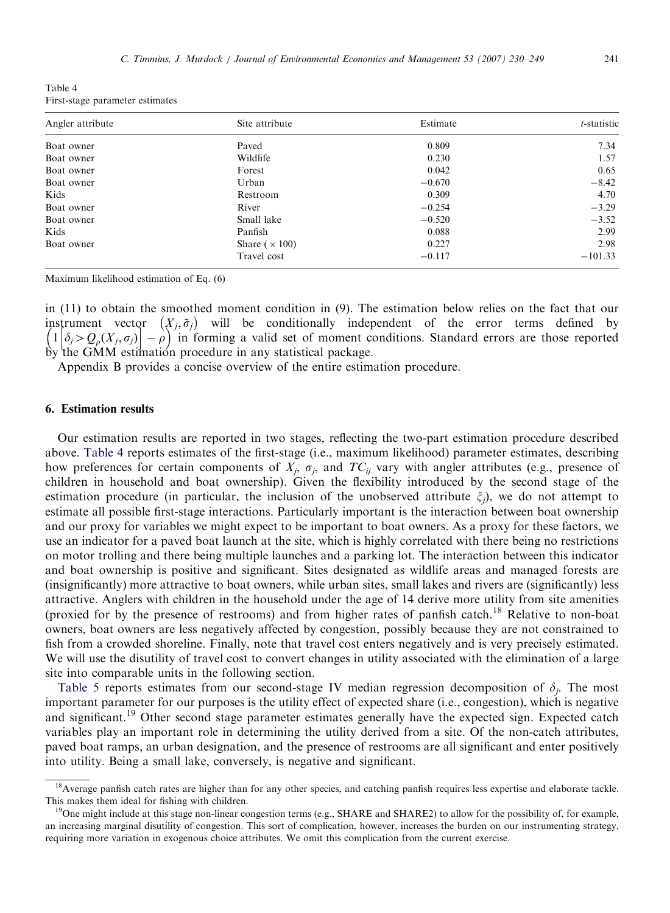Table 4
First-stage parameter estimates

| Angler attribute | Site attribute | Estimate | $t$-statistic |
|---|---|---|---|
| Boat owner | Paved | 0.809 | 7.34 |
| Boat owner | Wildlife | 0.230 | 1.57 |
| Boat owner | Forest | 0.042 | 0.65 |
| Boat owner | Urban | −0.670 | −8.42 |
| Kids | Restroom | 0.309 | 4.70 |
| Boat owner | River | −0.254 | −3.29 |
| Boat owner | Small lake | −0.520 | −3.52 |
| Kids | Panfish | 0.088 | 2.99 |
| Boat owner | Share ($\times 100$) | 0.227 | 2.98 |
| | Travel cost | −0.117 | −101.33 |

Maximum likelihood estimation of Eq. (6)

in (11) to obtain the smoothed moment condition in (9). The estimation below relies on the fact that our instrument vector $\left(X_j, \tilde{\sigma}_j\right)$ will be conditionally independent of the error terms defined by $\left(1\left[\delta_j > Q_\rho(X_j, \sigma_j)\right] - \rho\right)$ in forming a valid set of moment conditions. Standard errors are those reported by the GMM estimation procedure in any statistical package.

Appendix B provides a concise overview of the entire estimation procedure.

## 6. Estimation results

Our estimation results are reported in two stages, reflecting the two-part estimation procedure described above. Table 4 reports estimates of the first-stage (i.e., maximum likelihood) parameter estimates, describing how preferences for certain components of $X_j$, $\sigma_j$, and $TC_{ij}$ vary with angler attributes (e.g., presence of children in household and boat ownership). Given the flexibility introduced by the second stage of the estimation procedure (in particular, the inclusion of the unobserved attribute $\xi_j$), we do not attempt to estimate all possible first-stage interactions. Particularly important is the interaction between boat ownership and our proxy for variables we might expect to be important to boat owners. As a proxy for these factors, we use an indicator for a paved boat launch at the site, which is highly correlated with there being no restrictions on motor trolling and there being multiple launches and a parking lot. The interaction between this indicator and boat ownership is positive and significant. Sites designated as wildlife areas and managed forests are (insignificantly) more attractive to boat owners, while urban sites, small lakes and rivers are (significantly) less attractive. Anglers with children in the household under the age of 14 derive more utility from site amenities (proxied for by the presence of restrooms) and from higher rates of panfish catch.[18] Relative to non-boat owners, boat owners are less negatively affected by congestion, possibly because they are not constrained to fish from a crowded shoreline. Finally, note that travel cost enters negatively and is very precisely estimated. We will use the disutility of travel cost to convert changes in utility associated with the elimination of a large site into comparable units in the following section.

Table 5 reports estimates from our second-stage IV median regression decomposition of $\delta_j$. The most important parameter for our purposes is the utility effect of expected share (i.e., congestion), which is negative and significant.[19] Other second stage parameter estimates generally have the expected sign. Expected catch variables play an important role in determining the utility derived from a site. Of the non-catch attributes, paved boat ramps, an urban designation, and the presence of restrooms are all significant and enter positively into utility. Being a small lake, conversely, is negative and significant.

[18] Average panfish catch rates are higher than for any other species, and catching panfish requires less expertise and elaborate tackle. This makes them ideal for fishing with children.

[19] One might include at this stage non-linear congestion terms (e.g., SHARE and SHARE2) to allow for the possibility of, for example, an increasing marginal disutility of congestion. This sort of complication, however, increases the burden on our instrumenting strategy, requiring more variation in exogenous choice attributes. We omit this complication from the current exercise.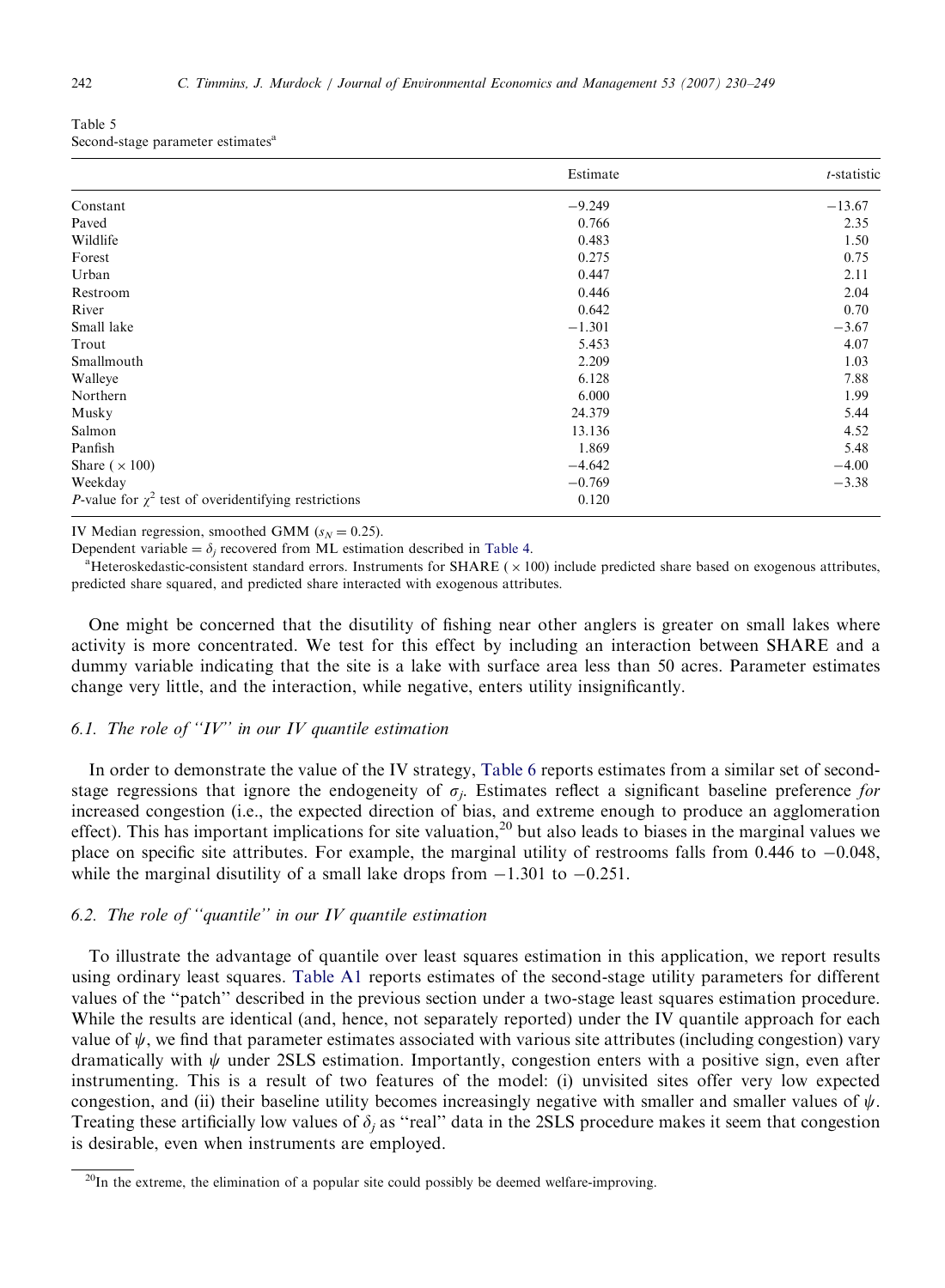Table 5
Second-stage parameter estimates[a]

| | Estimate | $t$-statistic |
|---|---|---|
| Constant | −9.249 | −13.67 |
| Paved | 0.766 | 2.35 |
| Wildlife | 0.483 | 1.50 |
| Forest | 0.275 | 0.75 |
| Urban | 0.447 | 2.11 |
| Restroom | 0.446 | 2.04 |
| River | 0.642 | 0.70 |
| Small lake | −1.301 | −3.67 |
| Trout | 5.453 | 4.07 |
| Smallmouth | 2.209 | 1.03 |
| Walleye | 6.128 | 7.88 |
| Northern | 6.000 | 1.99 |
| Musky | 24.379 | 5.44 |
| Salmon | 13.136 | 4.52 |
| Panfish | 1.869 | 5.48 |
| Share ($\times$ 100) | −4.642 | −4.00 |
| Weekday | −0.769 | −3.38 |
| $P$-value for $\chi^2$ test of overidentifying restrictions | 0.120 | |

IV Median regression, smoothed GMM ($s_N = 0.25$).

Dependent variable = $\delta_j$ recovered from ML estimation described in Table 4.

[a]Heteroskedastic-consistent standard errors. Instruments for SHARE ($\times$ 100) include predicted share based on exogenous attributes, predicted share squared, and predicted share interacted with exogenous attributes.

One might be concerned that the disutility of fishing near other anglers is greater on small lakes where activity is more concentrated. We test for this effect by including an interaction between SHARE and a dummy variable indicating that the site is a lake with surface area less than 50 acres. Parameter estimates change very little, and the interaction, while negative, enters utility insignificantly.

### 6.1. The role of "IV" in our IV quantile estimation

In order to demonstrate the value of the IV strategy, Table 6 reports estimates from a similar set of second-stage regressions that ignore the endogeneity of $\sigma_j$. Estimates reflect a significant baseline preference *for* increased congestion (i.e., the expected direction of bias, and extreme enough to produce an agglomeration effect). This has important implications for site valuation,[20] but also leads to biases in the marginal values we place on specific site attributes. For example, the marginal utility of restrooms falls from 0.446 to −0.048, while the marginal disutility of a small lake drops from −1.301 to −0.251.

### 6.2. The role of "quantile" in our IV quantile estimation

To illustrate the advantage of quantile over least squares estimation in this application, we report results using ordinary least squares. Table A1 reports estimates of the second-stage utility parameters for different values of the "patch" described in the previous section under a two-stage least squares estimation procedure. While the results are identical (and, hence, not separately reported) under the IV quantile approach for each value of $\psi$, we find that parameter estimates associated with various site attributes (including congestion) vary dramatically with $\psi$ under 2SLS estimation. Importantly, congestion enters with a positive sign, even after instrumenting. This is a result of two features of the model: (i) unvisited sites offer very low expected congestion, and (ii) their baseline utility becomes increasingly negative with smaller and smaller values of $\psi$. Treating these artificially low values of $\delta_j$ as "real" data in the 2SLS procedure makes it seem that congestion is desirable, even when instruments are employed.

[20]In the extreme, the elimination of a popular site could possibly be deemed welfare-improving.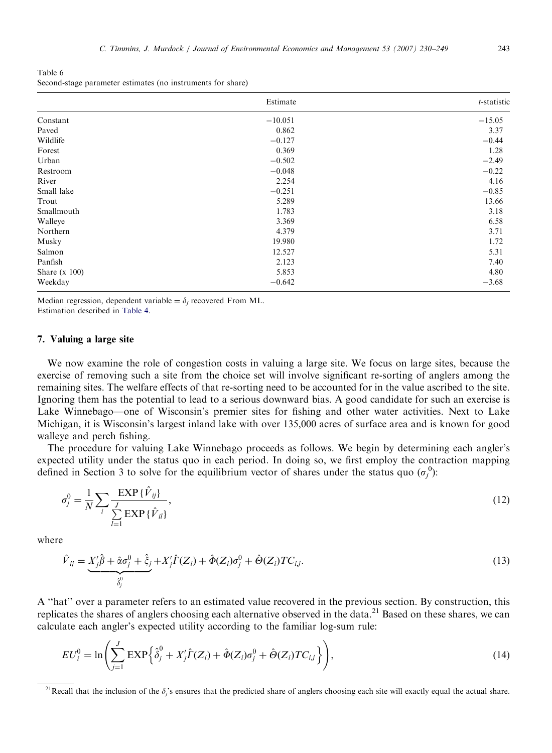Table 6
Second-stage parameter estimates (no instruments for share)

| | Estimate | $t$-statistic |
|---|---|---|
| Constant | −10.051 | −15.05 |
| Paved | 0.862 | 3.37 |
| Wildlife | −0.127 | −0.44 |
| Forest | 0.369 | 1.28 |
| Urban | −0.502 | −2.49 |
| Restroom | −0.048 | −0.22 |
| River | 2.254 | 4.16 |
| Small lake | −0.251 | −0.85 |
| Trout | 5.289 | 13.66 |
| Smallmouth | 1.783 | 3.18 |
| Walleye | 3.369 | 6.58 |
| Northern | 4.379 | 3.71 |
| Musky | 19.980 | 1.72 |
| Salmon | 12.527 | 5.31 |
| Panfish | 2.123 | 7.40 |
| Share (x 100) | 5.853 | 4.80 |
| Weekday | −0.642 | −3.68 |

Median regression, dependent variable = $\delta_j$ recovered From ML.
Estimation described in Table 4.

## 7. Valuing a large site

We now examine the role of congestion costs in valuing a large site. We focus on large sites, because the exercise of removing such a site from the choice set will involve significant re-sorting of anglers among the remaining sites. The welfare effects of that re-sorting need to be accounted for in the value ascribed to the site. Ignoring them has the potential to lead to a serious downward bias. A good candidate for such an exercise is Lake Winnebago—one of Wisconsin's premier sites for fishing and other water activities. Next to Lake Michigan, it is Wisconsin's largest inland lake with over 135,000 acres of surface area and is known for good walleye and perch fishing.

The procedure for valuing Lake Winnebago proceeds as follows. We begin by determining each angler's expected utility under the status quo in each period. In doing so, we first employ the contraction mapping defined in Section 3 to solve for the equilibrium vector of shares under the status quo ($\sigma_j^0$):

$$\sigma_j^0 = \frac{1}{N} \sum_i \frac{\mathrm{EXP}\{\hat{V}_{ij}\}}{\sum_{l=1}^{J} \mathrm{EXP}\{\hat{V}_{il}\}}, \tag{12}$$

where

$$\hat{V}_{ij} = \underbrace{X_j'\hat{\beta} + \hat{\alpha}\sigma_j^0 + \hat{\xi}_j}_{\hat{\delta}_j^0} + X_j'\hat{\Gamma}(Z_i) + \hat{\Phi}(Z_i)\sigma_j^0 + \hat{\Theta}(Z_i)TC_{i,j}. \tag{13}$$

A "hat" over a parameter refers to an estimated value recovered in the previous section. By construction, this replicates the shares of anglers choosing each alternative observed in the data.[21] Based on these shares, we can calculate each angler's expected utility according to the familiar log-sum rule:

$$EU_i^0 = \ln\left( \sum_{j=1}^{J} \mathrm{EXP}\left\{ \hat{\delta}_j^0 + X_j'\hat{\Gamma}(Z_i) + \hat{\Phi}(Z_i)\sigma_j^0 + \hat{\Theta}(Z_i)TC_{i,j} \right\} \right), \tag{14}$$

[21] Recall that the inclusion of the $\delta_j$'s ensures that the predicted share of anglers choosing each site will exactly equal the actual share.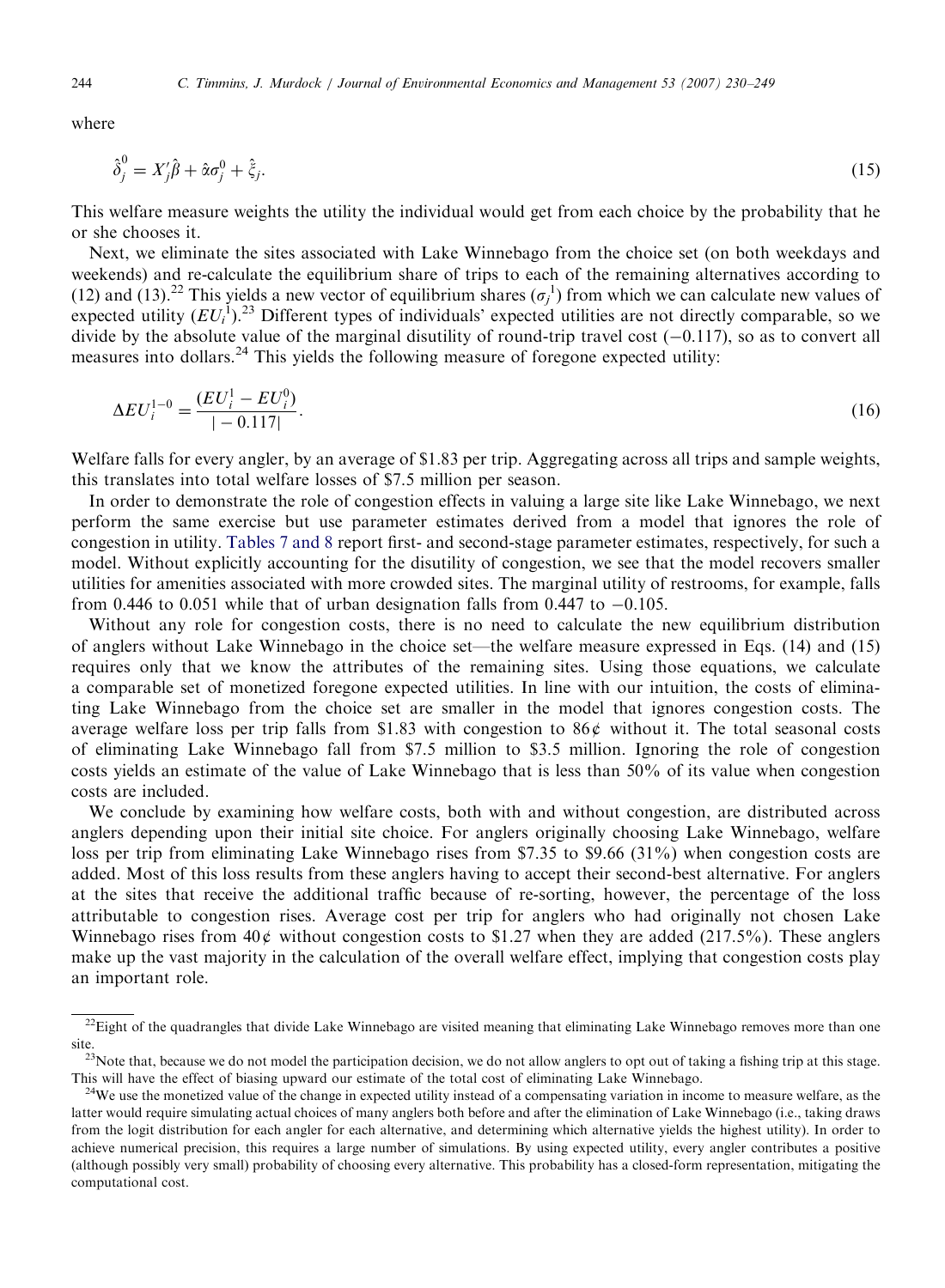where

$$\hat{\delta}_j^0 = X_j'\hat{\beta} + \hat{\alpha}\sigma_j^0 + \hat{\xi}_j. \tag{15}$$

This welfare measure weights the utility the individual would get from each choice by the probability that he or she chooses it.

Next, we eliminate the sites associated with Lake Winnebago from the choice set (on both weekdays and weekends) and re-calculate the equilibrium share of trips to each of the remaining alternatives according to (12) and (13).[22] This yields a new vector of equilibrium shares ($\sigma_j^1$) from which we can calculate new values of expected utility ($EU_i^1$).[23] Different types of individuals' expected utilities are not directly comparable, so we divide by the absolute value of the marginal disutility of round-trip travel cost (−0.117), so as to convert all measures into dollars.[24] This yields the following measure of foregone expected utility:

$$\Delta EU_i^{1-0} = \frac{(EU_i^1 - EU_i^0)}{|-0.117|}. \tag{16}$$

Welfare falls for every angler, by an average of \$1.83 per trip. Aggregating across all trips and sample weights, this translates into total welfare losses of \$7.5 million per season.

In order to demonstrate the role of congestion effects in valuing a large site like Lake Winnebago, we next perform the same exercise but use parameter estimates derived from a model that ignores the role of congestion in utility. Tables 7 and 8 report first- and second-stage parameter estimates, respectively, for such a model. Without explicitly accounting for the disutility of congestion, we see that the model recovers smaller utilities for amenities associated with more crowded sites. The marginal utility of restrooms, for example, falls from 0.446 to 0.051 while that of urban designation falls from 0.447 to −0.105.

Without any role for congestion costs, there is no need to calculate the new equilibrium distribution of anglers without Lake Winnebago in the choice set—the welfare measure expressed in Eqs. (14) and (15) requires only that we know the attributes of the remaining sites. Using those equations, we calculate a comparable set of monetized foregone expected utilities. In line with our intuition, the costs of eliminating Lake Winnebago from the choice set are smaller in the model that ignores congestion costs. The average welfare loss per trip falls from \$1.83 with congestion to 86¢ without it. The total seasonal costs of eliminating Lake Winnebago fall from \$7.5 million to \$3.5 million. Ignoring the role of congestion costs yields an estimate of the value of Lake Winnebago that is less than 50% of its value when congestion costs are included.

We conclude by examining how welfare costs, both with and without congestion, are distributed across anglers depending upon their initial site choice. For anglers originally choosing Lake Winnebago, welfare loss per trip from eliminating Lake Winnebago rises from \$7.35 to \$9.66 (31%) when congestion costs are added. Most of this loss results from these anglers having to accept their second-best alternative. For anglers at the sites that receive the additional traffic because of re-sorting, however, the percentage of the loss attributable to congestion rises. Average cost per trip for anglers who had originally not chosen Lake Winnebago rises from 40¢ without congestion costs to \$1.27 when they are added (217.5%). These anglers make up the vast majority in the calculation of the overall welfare effect, implying that congestion costs play an important role.

---

[22] Eight of the quadrangles that divide Lake Winnebago are visited meaning that eliminating Lake Winnebago removes more than one site.

[23] Note that, because we do not model the participation decision, we do not allow anglers to opt out of taking a fishing trip at this stage. This will have the effect of biasing upward our estimate of the total cost of eliminating Lake Winnebago.

[24] We use the monetized value of the change in expected utility instead of a compensating variation in income to measure welfare, as the latter would require simulating actual choices of many anglers both before and after the elimination of Lake Winnebago (i.e., taking draws from the logit distribution for each angler for each alternative, and determining which alternative yields the highest utility). In order to achieve numerical precision, this requires a large number of simulations. By using expected utility, every angler contributes a positive (although possibly very small) probability of choosing every alternative. This probability has a closed-form representation, mitigating the computational cost.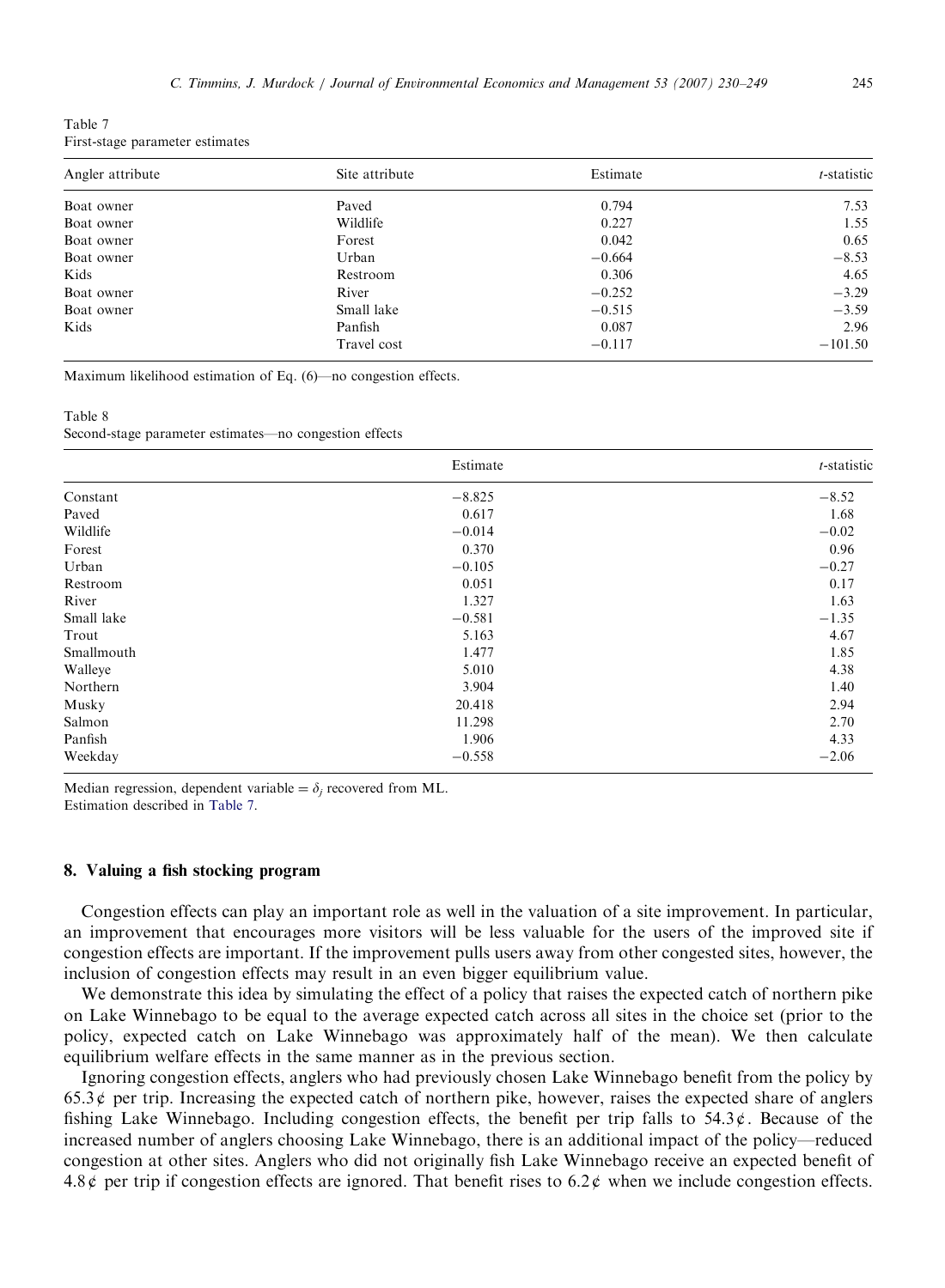Table 7
First-stage parameter estimates

| Angler attribute | Site attribute | Estimate | *t*-statistic |
|---|---|---|---|
| Boat owner | Paved | 0.794 | 7.53 |
| Boat owner | Wildlife | 0.227 | 1.55 |
| Boat owner | Forest | 0.042 | 0.65 |
| Boat owner | Urban | −0.664 | −8.53 |
| Kids | Restroom | 0.306 | 4.65 |
| Boat owner | River | −0.252 | −3.29 |
| Boat owner | Small lake | −0.515 | −3.59 |
| Kids | Panfish | 0.087 | 2.96 |
| | Travel cost | −0.117 | −101.50 |

Maximum likelihood estimation of Eq. (6)—no congestion effects.

Table 8
Second-stage parameter estimates—no congestion effects

| | Estimate | *t*-statistic |
|---|---|---|
| Constant | −8.825 | −8.52 |
| Paved | 0.617 | 1.68 |
| Wildlife | −0.014 | −0.02 |
| Forest | 0.370 | 0.96 |
| Urban | −0.105 | −0.27 |
| Restroom | 0.051 | 0.17 |
| River | 1.327 | 1.63 |
| Small lake | −0.581 | −1.35 |
| Trout | 5.163 | 4.67 |
| Smallmouth | 1.477 | 1.85 |
| Walleye | 5.010 | 4.38 |
| Northern | 3.904 | 1.40 |
| Musky | 20.418 | 2.94 |
| Salmon | 11.298 | 2.70 |
| Panfish | 1.906 | 4.33 |
| Weekday | −0.558 | −2.06 |

Median regression, dependent variable = $\delta_j$ recovered from ML.
Estimation described in Table 7.

## 8. Valuing a fish stocking program

Congestion effects can play an important role as well in the valuation of a site improvement. In particular, an improvement that encourages more visitors will be less valuable for the users of the improved site if congestion effects are important. If the improvement pulls users away from other congested sites, however, the inclusion of congestion effects may result in an even bigger equilibrium value.

We demonstrate this idea by simulating the effect of a policy that raises the expected catch of northern pike on Lake Winnebago to be equal to the average expected catch across all sites in the choice set (prior to the policy, expected catch on Lake Winnebago was approximately half of the mean). We then calculate equilibrium welfare effects in the same manner as in the previous section.

Ignoring congestion effects, anglers who had previously chosen Lake Winnebago benefit from the policy by 65.3¢ per trip. Increasing the expected catch of northern pike, however, raises the expected share of anglers fishing Lake Winnebago. Including congestion effects, the benefit per trip falls to 54.3¢. Because of the increased number of anglers choosing Lake Winnebago, there is an additional impact of the policy—reduced congestion at other sites. Anglers who did not originally fish Lake Winnebago receive an expected benefit of 4.8¢ per trip if congestion effects are ignored. That benefit rises to 6.2¢ when we include congestion effects.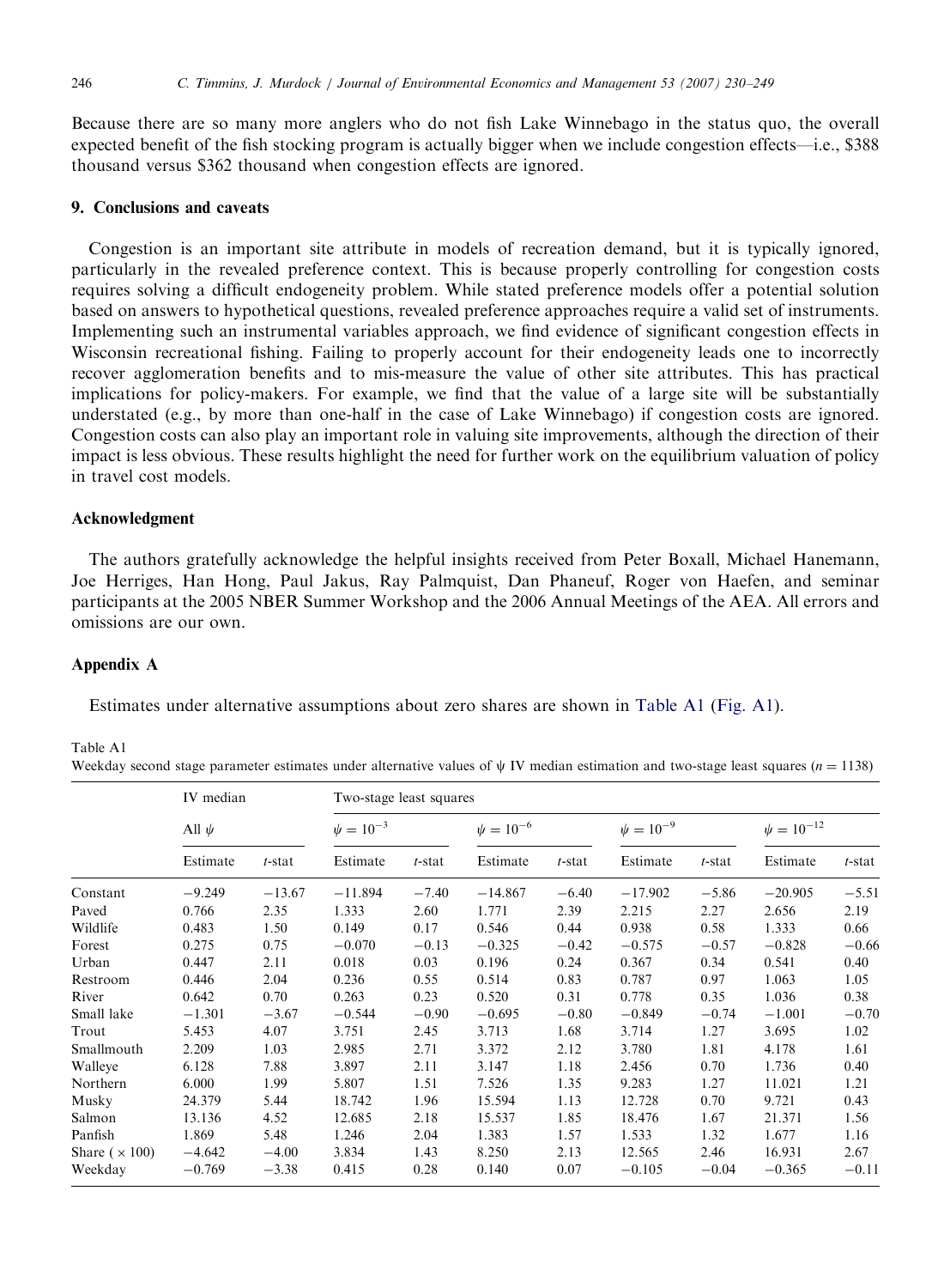Because there are so many more anglers who do not fish Lake Winnebago in the status quo, the overall expected benefit of the fish stocking program is actually bigger when we include congestion effects—i.e., \$388 thousand versus \$362 thousand when congestion effects are ignored.

## 9. Conclusions and caveats

Congestion is an important site attribute in models of recreation demand, but it is typically ignored, particularly in the revealed preference context. This is because properly controlling for congestion costs requires solving a difficult endogeneity problem. While stated preference models offer a potential solution based on answers to hypothetical questions, revealed preference approaches require a valid set of instruments. Implementing such an instrumental variables approach, we find evidence of significant congestion effects in Wisconsin recreational fishing. Failing to properly account for their endogeneity leads one to incorrectly recover agglomeration benefits and to mis-measure the value of other site attributes. This has practical implications for policy-makers. For example, we find that the value of a large site will be substantially understated (e.g., by more than one-half in the case of Lake Winnebago) if congestion costs are ignored. Congestion costs can also play an important role in valuing site improvements, although the direction of their impact is less obvious. These results highlight the need for further work on the equilibrium valuation of policy in travel cost models.

## Acknowledgment

The authors gratefully acknowledge the helpful insights received from Peter Boxall, Michael Hanemann, Joe Herriges, Han Hong, Paul Jakus, Ray Palmquist, Dan Phaneuf, Roger von Haefen, and seminar participants at the 2005 NBER Summer Workshop and the 2006 Annual Meetings of the AEA. All errors and omissions are our own.

## Appendix A

Estimates under alternative assumptions about zero shares are shown in Table A1 (Fig. A1).

Table A1
Weekday second stage parameter estimates under alternative values of $\psi$ IV median estimation and two-stage least squares ($n = 1138$)

| | IV median | | Two-stage least squares | | | | | | | |
|---|---|---|---|---|---|---|---|---|---|---|
| | All $\psi$ | | $\psi = 10^{-3}$ | | $\psi = 10^{-6}$ | | $\psi = 10^{-9}$ | | $\psi = 10^{-12}$ | |
| | Estimate | $t$-stat | Estimate | $t$-stat | Estimate | $t$-stat | Estimate | $t$-stat | Estimate | $t$-stat |
| Constant | −9.249 | −13.67 | −11.894 | −7.40 | −14.867 | −6.40 | −17.902 | −5.86 | −20.905 | −5.51 |
| Paved | 0.766 | 2.35 | 1.333 | 2.60 | 1.771 | 2.39 | 2.215 | 2.27 | 2.656 | 2.19 |
| Wildlife | 0.483 | 1.50 | 0.149 | 0.17 | 0.546 | 0.44 | 0.938 | 0.58 | 1.333 | 0.66 |
| Forest | 0.275 | 0.75 | −0.070 | −0.13 | −0.325 | −0.42 | −0.575 | −0.57 | −0.828 | −0.66 |
| Urban | 0.447 | 2.11 | 0.018 | 0.03 | 0.196 | 0.24 | 0.367 | 0.34 | 0.541 | 0.40 |
| Restroom | 0.446 | 2.04 | 0.236 | 0.55 | 0.514 | 0.83 | 0.787 | 0.97 | 1.063 | 1.05 |
| River | 0.642 | 0.70 | 0.263 | 0.23 | 0.520 | 0.31 | 0.778 | 0.35 | 1.036 | 0.38 |
| Small lake | −1.301 | −3.67 | −0.544 | −0.90 | −0.695 | −0.80 | −0.849 | −0.74 | −1.001 | −0.70 |
| Trout | 5.453 | 4.07 | 3.751 | 2.45 | 3.713 | 1.68 | 3.714 | 1.27 | 3.695 | 1.02 |
| Smallmouth | 2.209 | 1.03 | 2.985 | 2.71 | 3.372 | 2.12 | 3.780 | 1.81 | 4.178 | 1.61 |
| Walleye | 6.128 | 7.88 | 3.897 | 2.11 | 3.147 | 1.18 | 2.456 | 0.70 | 1.736 | 0.40 |
| Northern | 6.000 | 1.99 | 5.807 | 1.51 | 7.526 | 1.35 | 9.283 | 1.27 | 11.021 | 1.21 |
| Musky | 24.379 | 5.44 | 18.742 | 1.96 | 15.594 | 1.13 | 12.728 | 0.70 | 9.721 | 0.43 |
| Salmon | 13.136 | 4.52 | 12.685 | 2.18 | 15.537 | 1.85 | 18.476 | 1.67 | 21.371 | 1.56 |
| Panfish | 1.869 | 5.48 | 1.246 | 2.04 | 1.383 | 1.57 | 1.533 | 1.32 | 1.677 | 1.16 |
| Share ($\times$ 100) | −4.642 | −4.00 | 3.834 | 1.43 | 8.250 | 2.13 | 12.565 | 2.46 | 16.931 | 2.67 |
| Weekday | −0.769 | −3.38 | 0.415 | 0.28 | 0.140 | 0.07 | −0.105 | −0.04 | −0.365 | −0.11 |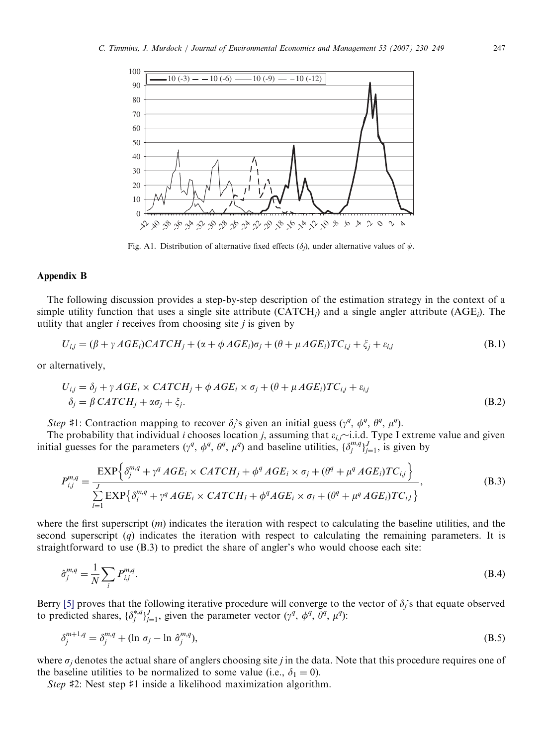100
90
80
70
60
50
40
30
20
10
0

10 (-3) 10 (-6) 10 (-9) 10 (-12)

-42 -40 -38 -36 -34 -32 -30 -28 -26 -24 -22 -20 -18 -16 -14 -12 -10 -8 -6 -4 -2 0 2 4

Fig. A1. Distribution of alternative fixed effects ($\delta_j$), under alternative values of $\psi$.

## Appendix B

The following discussion provides a step-by-step description of the estimation strategy in the context of a simple utility function that uses a single site attribute ($CATCH_j$) and a single angler attribute ($AGE_i$). The utility that angler $i$ receives from choosing site $j$ is given by

$$U_{i,j} = (\beta + \gamma\, AGE_i)CATCH_j + (\alpha + \phi\, AGE_i)\sigma_j + (\theta + \mu\, AGE_i)TC_{i,j} + \xi_j + \varepsilon_{i,j} \tag{B.1}$$

or alternatively,

$$\begin{aligned} U_{i,j} &= \delta_j + \gamma\, AGE_i \times CATCH_j + \phi\, AGE_i \times \sigma_j + (\theta + \mu\, AGE_i)TC_{i,j} + \varepsilon_{i,j} \\ \delta_j &= \beta\, CATCH_j + \alpha\sigma_j + \xi_j. \end{aligned} \tag{B.2}$$

*Step* ♯1: Contraction mapping to recover $\delta_j$'s given an initial guess ($\gamma^q$, $\phi^q$, $\theta^q$, $\mu^q$).

The probability that individual $i$ chooses location $j$, assuming that $\varepsilon_{i,j}\sim$i.i.d. Type I extreme value and given initial guesses for the parameters ($\gamma^q$, $\phi^q$, $\theta^q$, $\mu^q$) and baseline utilities, $\{\delta_j^{m,q}\}_{j=1}^{J}$, is given by

$$P_{i,j}^{m,q} = \frac{\mathrm{EXP}\left\{\delta_j^{m,q} + \gamma^q\, AGE_i \times CATCH_j + \phi^q\, AGE_i \times \sigma_j + (\theta^q + \mu^q\, AGE_i)TC_{i,j}\right\}}{\sum\limits_{l=1}^{J} \mathrm{EXP}\left\{\delta_l^{m,q} + \gamma^q\, AGE_i \times CATCH_l + \phi^q AGE_i \times \sigma_l + (\theta^q + \mu^q\, AGE_i)TC_{i,l}\right\}}, \tag{B.3}$$

where the first superscript ($m$) indicates the iteration with respect to calculating the baseline utilities, and the second superscript ($q$) indicates the iteration with respect to calculating the remaining parameters. It is straightforward to use (B.3) to predict the share of angler's who would choose each site:

$$\hat{\sigma}_j^{m,q} = \frac{1}{N}\sum_i P_{i,j}^{m,q}. \tag{B.4}$$

Berry [5] proves that the following iterative procedure will converge to the vector of $\delta_j$'s that equate observed to predicted shares, $\{\delta_j^{*,q}\}_{j=1}^{J}$, given the parameter vector ($\gamma^q$, $\phi^q$, $\theta^q$, $\mu^q$):

$$\delta_j^{m+1,q} = \delta_j^{m,q} + (\ln\, \sigma_j - \ln\, \hat{\sigma}_j^{m,q}), \tag{B.5}$$

where $\sigma_j$ denotes the actual share of anglers choosing site $j$ in the data. Note that this procedure requires one of the baseline utilities to be normalized to some value (i.e., $\delta_1 = 0$).

*Step* ♯2: Nest step ♯1 inside a likelihood maximization algorithm.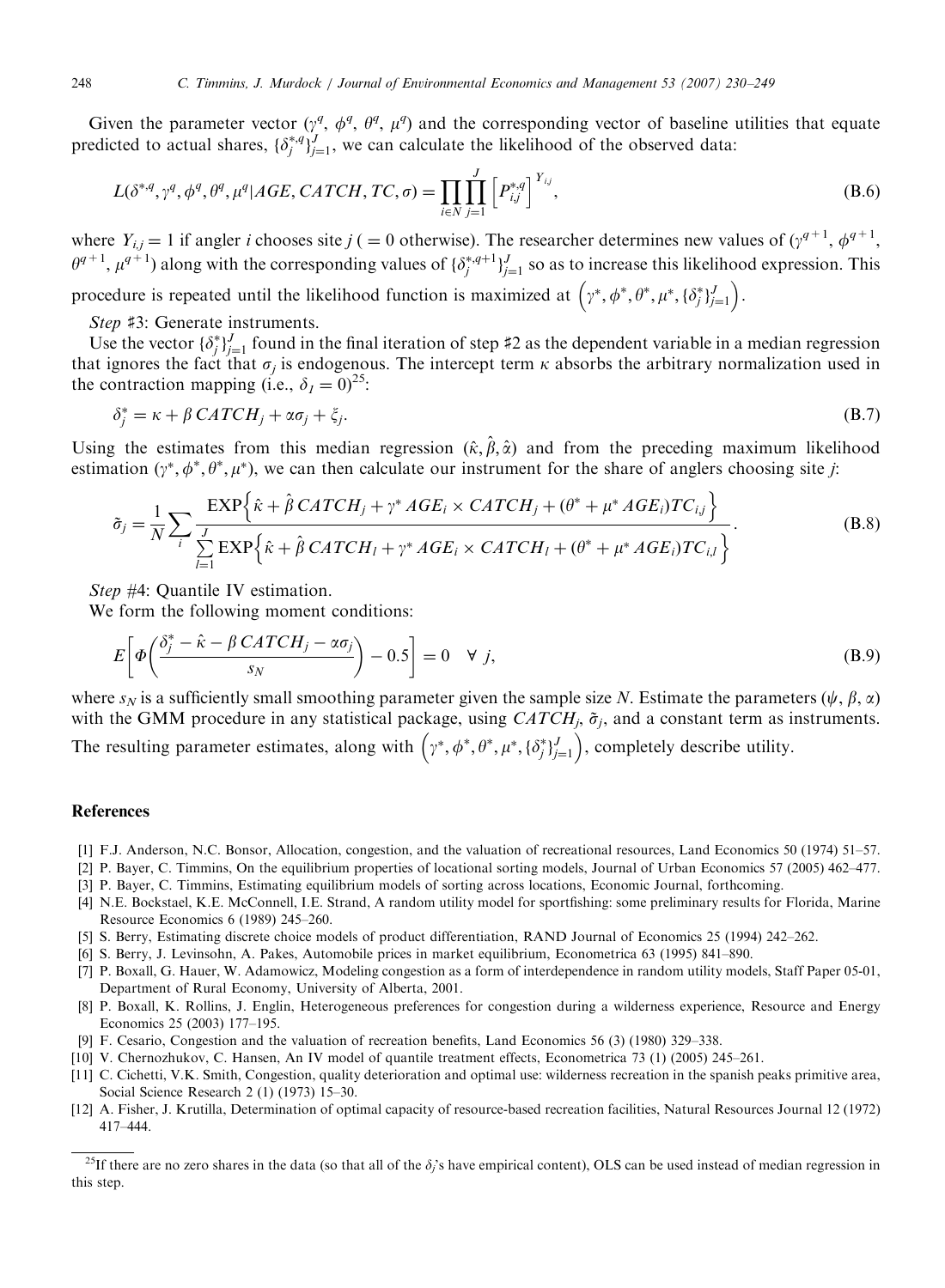Given the parameter vector ($\gamma^q$, $\phi^q$, $\theta^q$, $\mu^q$) and the corresponding vector of baseline utilities that equate predicted to actual shares, $\{\delta_j^{*,q}\}_{j=1}^J$, we can calculate the likelihood of the observed data:

$$L(\delta^{*,q}, \gamma^q, \phi^q, \theta^q, \mu^q | AGE, CATCH, TC, \sigma) = \prod_{i \in N} \prod_{j=1}^{J} \left[ P_{i,j}^{*,q} \right]^{Y_{i,j}}, \tag{B.6}$$

where $Y_{i,j} = 1$ if angler $i$ chooses site $j$ ( = 0 otherwise). The researcher determines new values of ($\gamma^{q+1}$, $\phi^{q+1}$, $\theta^{q+1}$, $\mu^{q+1}$) along with the corresponding values of $\{\delta_j^{*,q+1}\}_{j=1}^J$ so as to increase this likelihood expression. This procedure is repeated until the likelihood function is maximized at $\left(\gamma^*, \phi^*, \theta^*, \mu^*, \{\delta_j^*\}_{j=1}^J\right)$.

*Step* ♯3: Generate instruments.

Use the vector $\{\delta_j^*\}_{j=1}^J$ found in the final iteration of step ♯2 as the dependent variable in a median regression that ignores the fact that $\sigma_j$ is endogenous. The intercept term $\kappa$ absorbs the arbitrary normalization used in the contraction mapping (i.e., $\delta_I = 0$)[25]:

$$\delta_j^* = \kappa + \beta\, CATCH_j + \alpha \sigma_j + \xi_j. \tag{B.7}$$

Using the estimates from this median regression ($\hat{\kappa}, \hat{\beta}, \hat{\alpha}$) and from the preceding maximum likelihood estimation ($\gamma^*, \phi^*, \theta^*, \mu^*$), we can then calculate our instrument for the share of anglers choosing site $j$:

$$\tilde{\sigma}_j = \frac{1}{N} \sum_i \frac{\text{EXP}\left\{ \hat{\kappa} + \hat{\beta}\, CATCH_j + \gamma^* AGE_i \times CATCH_j + (\theta^* + \mu^* AGE_i) TC_{i,j} \right\}}{\sum_{l=1}^{J} \text{EXP}\left\{ \hat{\kappa} + \hat{\beta}\, CATCH_l + \gamma^* AGE_i \times CATCH_l + (\theta^* + \mu^* AGE_i) TC_{i,l} \right\}}. \tag{B.8}$$

*Step* #4: Quantile IV estimation.

We form the following moment conditions:

$$E\left[ \Phi\left( \frac{\delta_j^* - \hat{\kappa} - \beta\, CATCH_j - \alpha \sigma_j}{s_N} \right) - 0.5 \right] = 0 \quad \forall\ j, \tag{B.9}$$

where $s_N$ is a sufficiently small smoothing parameter given the sample size $N$. Estimate the parameters ($\psi$, $\beta$, $\alpha$) with the GMM procedure in any statistical package, using $CATCH_j$, $\tilde{\sigma}_j$, and a constant term as instruments. The resulting parameter estimates, along with $\left(\gamma^*, \phi^*, \theta^*, \mu^*, \{\delta_j^*\}_{j=1}^J\right)$, completely describe utility.

## References

[1] F.J. Anderson, N.C. Bonsor, Allocation, congestion, and the valuation of recreational resources, Land Economics 50 (1974) 51–57.

[2] P. Bayer, C. Timmins, On the equilibrium properties of locational sorting models, Journal of Urban Economics 57 (2005) 462–477.

[3] P. Bayer, C. Timmins, Estimating equilibrium models of sorting across locations, Economic Journal, forthcoming.

[4] N.E. Bockstael, K.E. McConnell, I.E. Strand, A random utility model for sportfishing: some preliminary results for Florida, Marine Resource Economics 6 (1989) 245–260.

[5] S. Berry, Estimating discrete choice models of product differentiation, RAND Journal of Economics 25 (1994) 242–262.

[6] S. Berry, J. Levinsohn, A. Pakes, Automobile prices in market equilibrium, Econometrica 63 (1995) 841–890.

[7] P. Boxall, G. Hauer, W. Adamowicz, Modeling congestion as a form of interdependence in random utility models, Staff Paper 05-01, Department of Rural Economy, University of Alberta, 2001.

[8] P. Boxall, K. Rollins, J. Englin, Heterogeneous preferences for congestion during a wilderness experience, Resource and Energy Economics 25 (2003) 177–195.

[9] F. Cesario, Congestion and the valuation of recreation benefits, Land Economics 56 (3) (1980) 329–338.

[10] V. Chernozhukov, C. Hansen, An IV model of quantile treatment effects, Econometrica 73 (1) (2005) 245–261.

[11] C. Cichetti, V.K. Smith, Congestion, quality deterioration and optimal use: wilderness recreation in the spanish peaks primitive area, Social Science Research 2 (1) (1973) 15–30.

[12] A. Fisher, J. Krutilla, Determination of optimal capacity of resource-based recreation facilities, Natural Resources Journal 12 (1972) 417–444.

---

[25] If there are no zero shares in the data (so that all of the $\delta_j$'s have empirical content), OLS can be used instead of median regression in this step.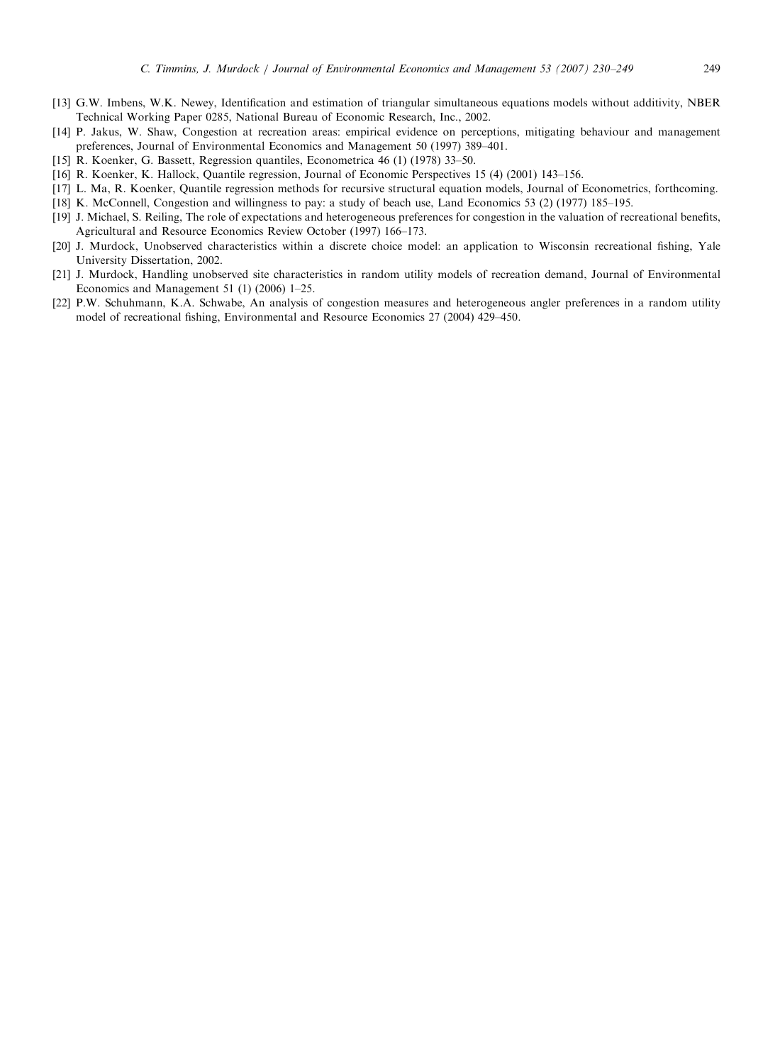[13] G.W. Imbens, W.K. Newey, Identification and estimation of triangular simultaneous equations models without additivity, NBER Technical Working Paper 0285, National Bureau of Economic Research, Inc., 2002.

[14] P. Jakus, W. Shaw, Congestion at recreation areas: empirical evidence on perceptions, mitigating behaviour and management preferences, Journal of Environmental Economics and Management 50 (1997) 389–401.

[15] R. Koenker, G. Bassett, Regression quantiles, Econometrica 46 (1) (1978) 33–50.

[16] R. Koenker, K. Hallock, Quantile regression, Journal of Economic Perspectives 15 (4) (2001) 143–156.

[17] L. Ma, R. Koenker, Quantile regression methods for recursive structural equation models, Journal of Econometrics, forthcoming.

[18] K. McConnell, Congestion and willingness to pay: a study of beach use, Land Economics 53 (2) (1977) 185–195.

[19] J. Michael, S. Reiling, The role of expectations and heterogeneous preferences for congestion in the valuation of recreational benefits, Agricultural and Resource Economics Review October (1997) 166–173.

[20] J. Murdock, Unobserved characteristics within a discrete choice model: an application to Wisconsin recreational fishing, Yale University Dissertation, 2002.

[21] J. Murdock, Handling unobserved site characteristics in random utility models of recreation demand, Journal of Environmental Economics and Management 51 (1) (2006) 1–25.

[22] P.W. Schuhmann, K.A. Schwabe, An analysis of congestion measures and heterogeneous angler preferences in a random utility model of recreational fishing, Environmental and Resource Economics 27 (2004) 429–450.